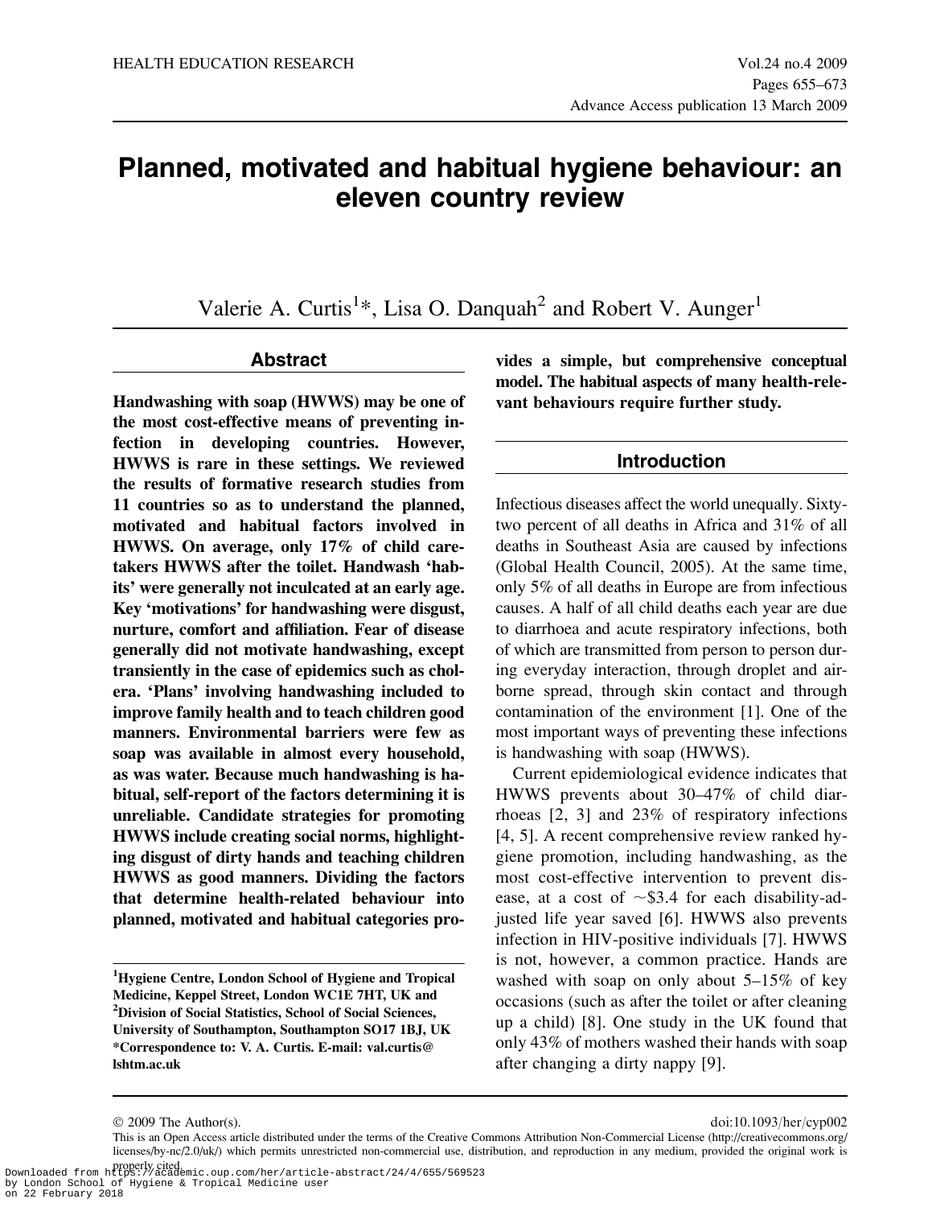# Planned, motivated and habitual hygiene behaviour: an eleven country review

Valerie A. Curtis[1]*, Lisa O. Danquah[2] and Robert V. Aunger[1]

## Abstract

**Handwashing with soap (HWWS) may be one of the most cost-effective means of preventing infection in developing countries. However, HWWS is rare in these settings. We reviewed the results of formative research studies from 11 countries so as to understand the planned, motivated and habitual factors involved in HWWS. On average, only 17% of child caretakers HWWS after the toilet. Handwash 'habits' were generally not inculcated at an early age. Key 'motivations' for handwashing were disgust, nurture, comfort and affiliation. Fear of disease generally did not motivate handwashing, except transiently in the case of epidemics such as cholera. 'Plans' involving handwashing included to improve family health and to teach children good manners. Environmental barriers were few as soap was available in almost every household, as was water. Because much handwashing is habitual, self-report of the factors determining it is unreliable. Candidate strategies for promoting HWWS include creating social norms, highlighting disgust of dirty hands and teaching children HWWS as good manners. Dividing the factors that determine health-related behaviour into planned, motivated and habitual categories provides a simple, but comprehensive conceptual model. The habitual aspects of many health-relevant behaviours require further study.**

[1]Hygiene Centre, London School of Hygiene and Tropical Medicine, Keppel Street, London WC1E 7HT, UK and
[2]Division of Social Statistics, School of Social Sciences, University of Southampton, Southampton SO17 1BJ, UK
*Correspondence to: V. A. Curtis. E-mail: val.curtis@lshtm.ac.uk

## Introduction

Infectious diseases affect the world unequally. Sixty-two percent of all deaths in Africa and 31% of all deaths in Southeast Asia are caused by infections (Global Health Council, 2005). At the same time, only 5% of all deaths in Europe are from infectious causes. A half of all child deaths each year are due to diarrhoea and acute respiratory infections, both of which are transmitted from person to person during everyday interaction, through droplet and airborne spread, through skin contact and through contamination of the environment [1]. One of the most important ways of preventing these infections is handwashing with soap (HWWS).

Current epidemiological evidence indicates that HWWS prevents about 30–47% of child diarrhoeas [2, 3] and 23% of respiratory infections [4, 5]. A recent comprehensive review ranked hygiene promotion, including handwashing, as the most cost-effective intervention to prevent disease, at a cost of ~\$3.4 for each disability-adjusted life year saved [6]. HWWS also prevents infection in HIV-positive individuals [7]. HWWS is not, however, a common practice. Hands are washed with soap on only about 5–15% of key occasions (such as after the toilet or after cleaning up a child) [8]. One study in the UK found that only 43% of mothers washed their hands with soap after changing a dirty nappy [9].

© 2009 The Author(s). doi:10.1093/her/cyp002

This is an Open Access article distributed under the terms of the Creative Commons Attribution Non-Commercial License (http://creativecommons.org/licenses/by-nc/2.0/uk/) which permits unrestricted non-commercial use, distribution, and reproduction in any medium, provided the original work is properly cited.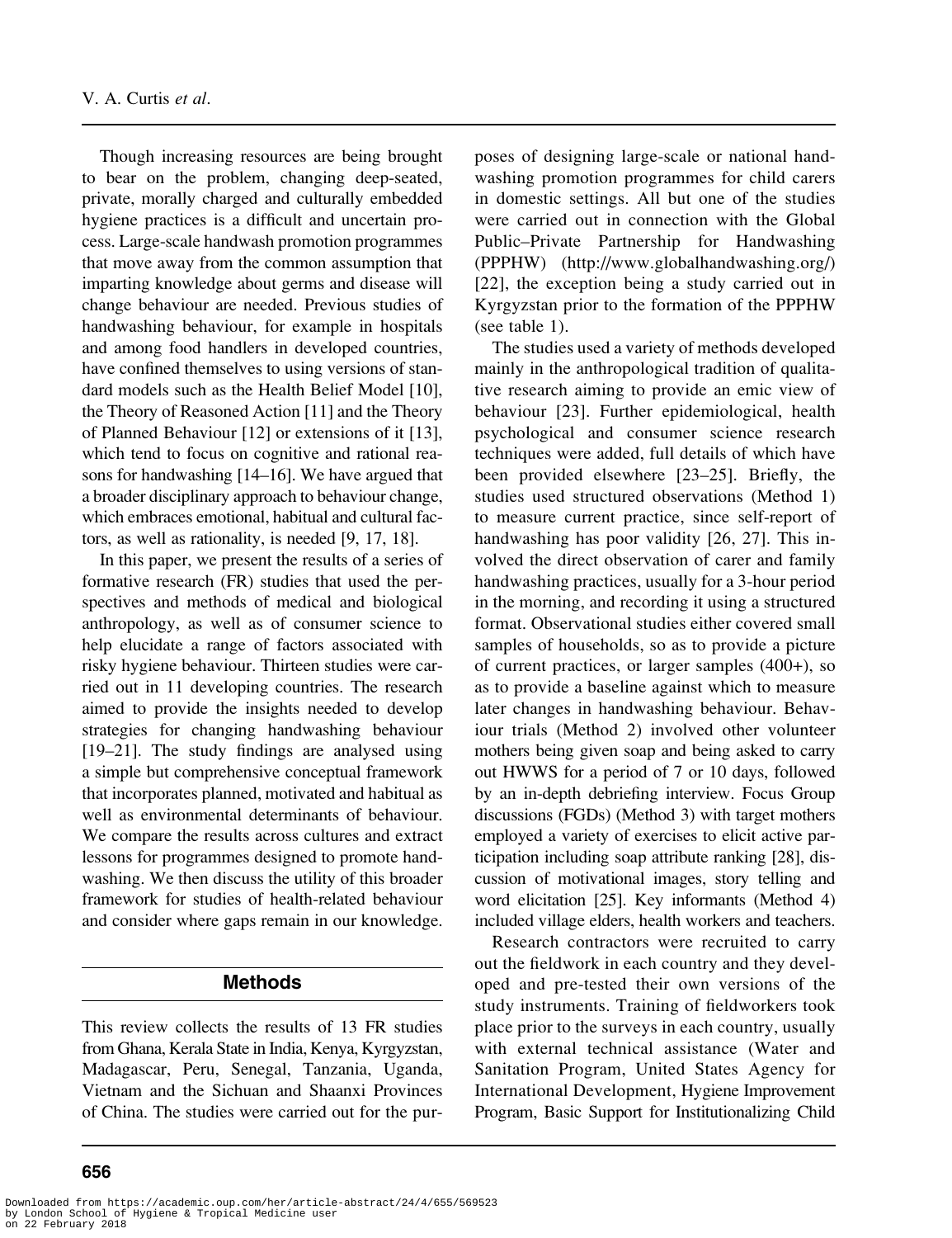Though increasing resources are being brought to bear on the problem, changing deep-seated, private, morally charged and culturally embedded hygiene practices is a difficult and uncertain process. Large-scale handwash promotion programmes that move away from the common assumption that imparting knowledge about germs and disease will change behaviour are needed. Previous studies of handwashing behaviour, for example in hospitals and among food handlers in developed countries, have confined themselves to using versions of standard models such as the Health Belief Model [10], the Theory of Reasoned Action [11] and the Theory of Planned Behaviour [12] or extensions of it [13], which tend to focus on cognitive and rational reasons for handwashing [14–16]. We have argued that a broader disciplinary approach to behaviour change, which embraces emotional, habitual and cultural factors, as well as rationality, is needed [9, 17, 18].

In this paper, we present the results of a series of formative research (FR) studies that used the perspectives and methods of medical and biological anthropology, as well as of consumer science to help elucidate a range of factors associated with risky hygiene behaviour. Thirteen studies were carried out in 11 developing countries. The research aimed to provide the insights needed to develop strategies for changing handwashing behaviour [19–21]. The study findings are analysed using a simple but comprehensive conceptual framework that incorporates planned, motivated and habitual as well as environmental determinants of behaviour. We compare the results across cultures and extract lessons for programmes designed to promote handwashing. We then discuss the utility of this broader framework for studies of health-related behaviour and consider where gaps remain in our knowledge.

## Methods

This review collects the results of 13 FR studies from Ghana, Kerala State in India, Kenya, Kyrgyzstan, Madagascar, Peru, Senegal, Tanzania, Uganda, Vietnam and the Sichuan and Shaanxi Provinces of China. The studies were carried out for the purposes of designing large-scale or national handwashing promotion programmes for child carers in domestic settings. All but one of the studies were carried out in connection with the Global Public–Private Partnership for Handwashing (PPPHW) (http://www.globalhandwashing.org/) [22], the exception being a study carried out in Kyrgyzstan prior to the formation of the PPPHW (see table 1).

The studies used a variety of methods developed mainly in the anthropological tradition of qualitative research aiming to provide an emic view of behaviour [23]. Further epidemiological, health psychological and consumer science research techniques were added, full details of which have been provided elsewhere [23–25]. Briefly, the studies used structured observations (Method 1) to measure current practice, since self-report of handwashing has poor validity [26, 27]. This involved the direct observation of carer and family handwashing practices, usually for a 3-hour period in the morning, and recording it using a structured format. Observational studies either covered small samples of households, so as to provide a picture of current practices, or larger samples (400+), so as to provide a baseline against which to measure later changes in handwashing behaviour. Behaviour trials (Method 2) involved other volunteer mothers being given soap and being asked to carry out HWWS for a period of 7 or 10 days, followed by an in-depth debriefing interview. Focus Group discussions (FGDs) (Method 3) with target mothers employed a variety of exercises to elicit active participation including soap attribute ranking [28], discussion of motivational images, story telling and word elicitation [25]. Key informants (Method 4) included village elders, health workers and teachers.

Research contractors were recruited to carry out the fieldwork in each country and they developed and pre-tested their own versions of the study instruments. Training of fieldworkers took place prior to the surveys in each country, usually with external technical assistance (Water and Sanitation Program, United States Agency for International Development, Hygiene Improvement Program, Basic Support for Institutionalizing Child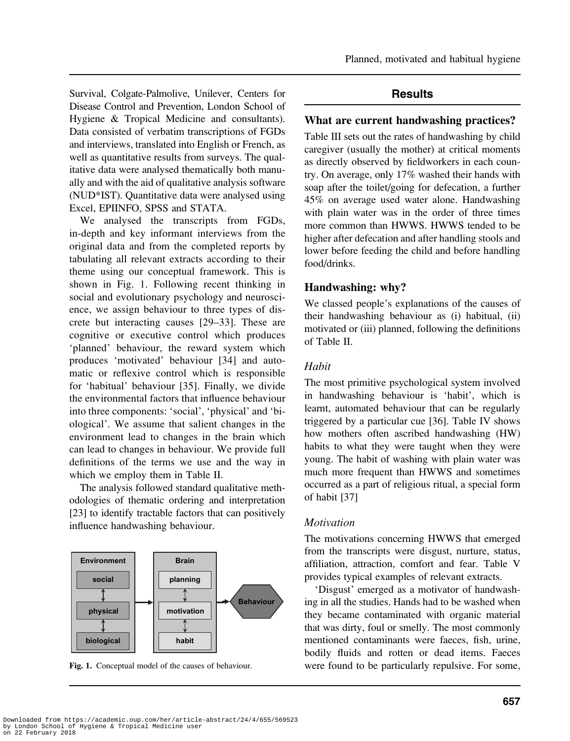Survival, Colgate-Palmolive, Unilever, Centers for Disease Control and Prevention, London School of Hygiene & Tropical Medicine and consultants). Data consisted of verbatim transcriptions of FGDs and interviews, translated into English or French, as well as quantitative results from surveys. The qualitative data were analysed thematically both manually and with the aid of qualitative analysis software (NUD*IST). Quantitative data were analysed using Excel, EPIINFO, SPSS and STATA.

We analysed the transcripts from FGDs, in-depth and key informant interviews from the original data and from the completed reports by tabulating all relevant extracts according to their theme using our conceptual framework. This is shown in Fig. 1. Following recent thinking in social and evolutionary psychology and neuroscience, we assign behaviour to three types of discrete but interacting causes [29–33]. These are cognitive or executive control which produces 'planned' behaviour, the reward system which produces 'motivated' behaviour [34] and automatic or reflexive control which is responsible for 'habitual' behaviour [35]. Finally, we divide the environmental factors that influence behaviour into three components: 'social', 'physical' and 'biological'. We assume that salient changes in the environment lead to changes in the brain which can lead to changes in behaviour. We provide full definitions of the terms we use and the way in which we employ them in Table II.

The analysis followed standard qualitative methodologies of thematic ordering and interpretation [23] to identify tractable factors that can positively influence handwashing behaviour.

Environment: social, physical, biological → Brain: planning, motivation, habit → Behaviour

**Fig. 1.** Conceptual model of the causes of behaviour.

## Results

### What are current handwashing practices?

Table III sets out the rates of handwashing by child caregiver (usually the mother) at critical moments as directly observed by fieldworkers in each country. On average, only 17% washed their hands with soap after the toilet/going for defecation, a further 45% on average used water alone. Handwashing with plain water was in the order of three times more common than HWWS. HWWS tended to be higher after defecation and after handling stools and lower before feeding the child and before handling food/drinks.

### Handwashing: why?

We classed people's explanations of the causes of their handwashing behaviour as (i) habitual, (ii) motivated or (iii) planned, following the definitions of Table II.

#### *Habit*

The most primitive psychological system involved in handwashing behaviour is 'habit', which is learnt, automated behaviour that can be regularly triggered by a particular cue [36]. Table IV shows how mothers often ascribed handwashing (HW) habits to what they were taught when they were young. The habit of washing with plain water was much more frequent than HWWS and sometimes occurred as a part of religious ritual, a special form of habit [37]

#### *Motivation*

The motivations concerning HWWS that emerged from the transcripts were disgust, nurture, status, affiliation, attraction, comfort and fear. Table V provides typical examples of relevant extracts.

'Disgust' emerged as a motivator of handwashing in all the studies. Hands had to be washed when they became contaminated with organic material that was dirty, foul or smelly. The most commonly mentioned contaminants were faeces, fish, urine, bodily fluids and rotten or dead items. Faeces were found to be particularly repulsive. For some,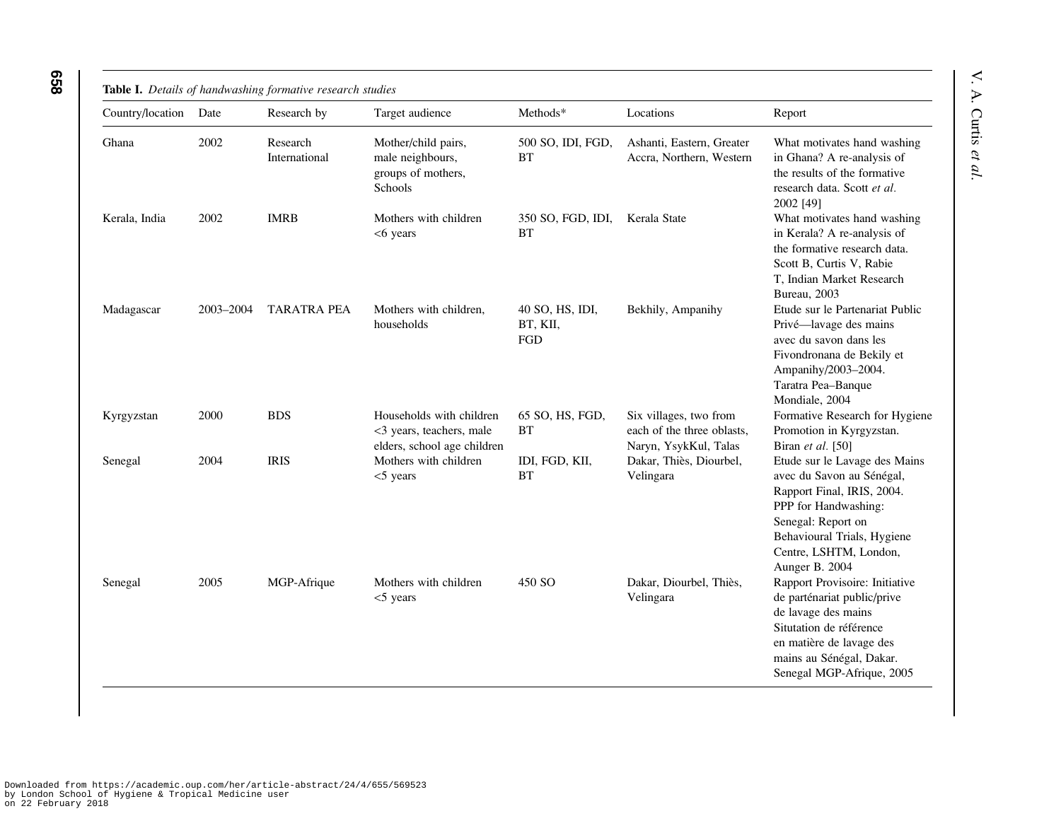**Table I.** *Details of handwashing formative research studies*

| Country/location | Date | Research by | Target audience | Methods* | Locations | Report |
|---|---|---|---|---|---|---|
| Ghana | 2002 | Research International | Mother/child pairs, male neighbours, groups of mothers, Schools | 500 SO, IDI, FGD, BT | Ashanti, Eastern, Greater Accra, Northern, Western | What motivates hand washing in Ghana? A re-analysis of the results of the formative research data. Scott *et al.* 2002 [49] |
| Kerala, India | 2002 | IMRB | Mothers with children <6 years | 350 SO, FGD, IDI, BT | Kerala State | What motivates hand washing in Kerala? A re-analysis of the formative research data. Scott B, Curtis V, Rabie T, Indian Market Research Bureau, 2003 |
| Madagascar | 2003–2004 | TARATRA PEA | Mothers with children, households | 40 SO, HS, IDI, BT, KII, FGD | Bekhily, Ampanihy | Etude sur le Partenariat Public Privé—lavage des mains avec du savon dans les Fivondronana de Bekily et Ampanihy/2003–2004. Taratra Pea–Banque Mondiale, 2004 |
| Kyrgyzstan | 2000 | BDS | Households with children <3 years, teachers, male elders, school age children | 65 SO, HS, FGD, BT | Six villages, two from each of the three oblasts, Naryn, YsykKul, Talas | Formative Research for Hygiene Promotion in Kyrgyzstan. Biran *et al.* [50] |
| Senegal | 2004 | IRIS | Mothers with children <5 years | IDI, FGD, KII, BT | Dakar, Thiès, Diourbel, Velingara | Etude sur le Lavage des Mains avec du Savon au Sénégal, Rapport Final, IRIS, 2004. PPP for Handwashing: Senegal: Report on Behavioural Trials, Hygiene Centre, LSHTM, London, Aunger B. 2004 |
| Senegal | 2005 | MGP-Afrique | Mothers with children <5 years | 450 SO | Dakar, Diourbel, Thiès, Velingara | Rapport Provisoire: Initiative de parténariat public/prive de lavage des mains Situtation de référence en matière de lavage des mains au Sénégal, Dakar. Senegal MGP-Afrique, 2005 |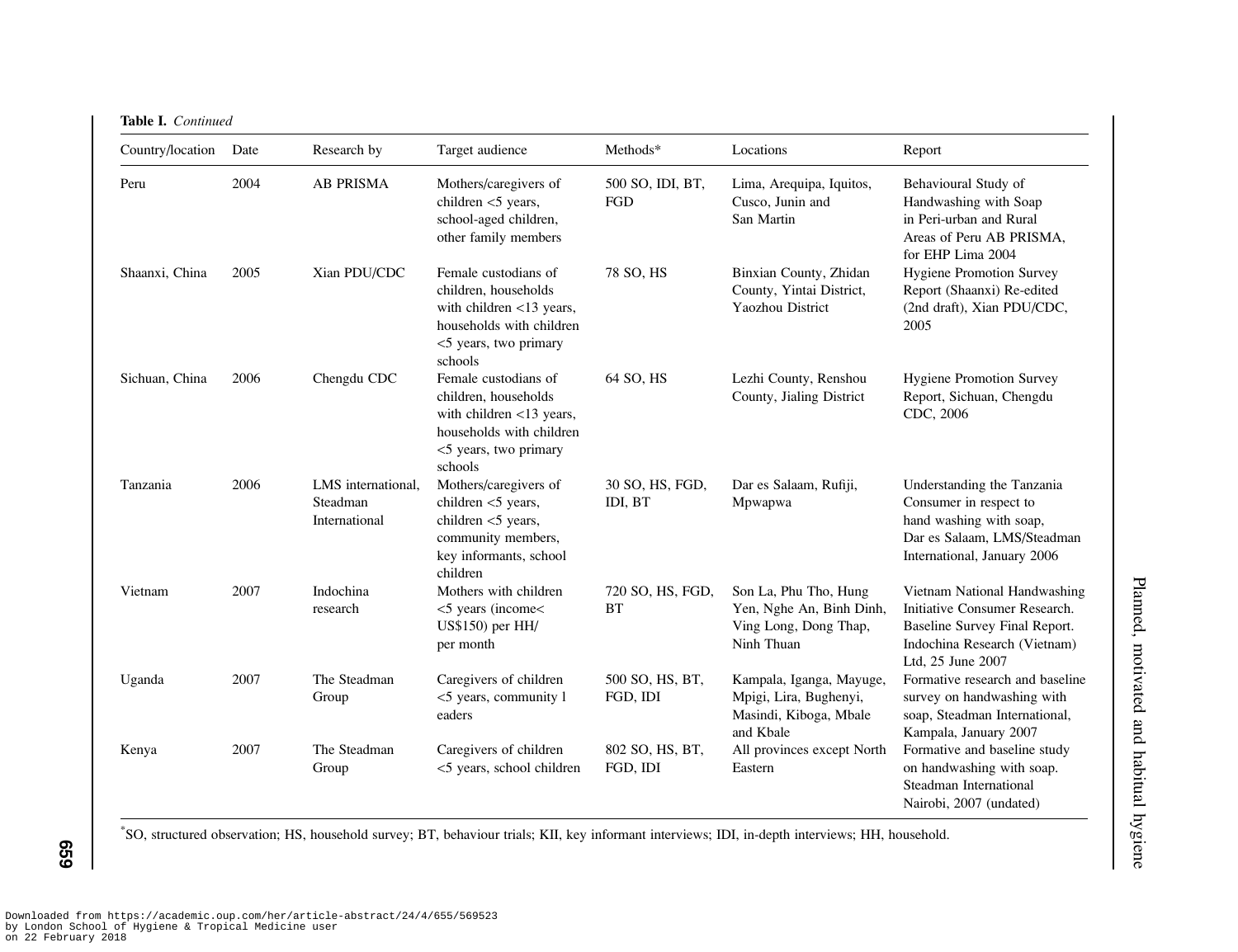**Table I.** *Continued*

| Country/location | Date | Research by | Target audience | Methods* | Locations | Report |
|---|---|---|---|---|---|---|
| Peru | 2004 | AB PRISMA | Mothers/caregivers of children <5 years, school-aged children, other family members | 500 SO, IDI, BT, FGD | Lima, Arequipa, Iquitos, Cusco, Junin and San Martin | Behavioural Study of Handwashing with Soap in Peri-urban and Rural Areas of Peru AB PRISMA, for EHP Lima 2004 |
| Shaanxi, China | 2005 | Xian PDU/CDC | Female custodians of children, households with children <13 years, households with children <5 years, two primary schools | 78 SO, HS | Binxian County, Zhidan County, Yintai District, Yaozhou District | Hygiene Promotion Survey Report (Shaanxi) Re-edited (2nd draft), Xian PDU/CDC, 2005 |
| Sichuan, China | 2006 | Chengdu CDC | Female custodians of children, households with children <13 years, households with children <5 years, two primary schools | 64 SO, HS | Lezhi County, Renshou County, Jialing District | Hygiene Promotion Survey Report, Sichuan, Chengdu CDC, 2006 |
| Tanzania | 2006 | LMS international, Steadman International | Mothers/caregivers of children <5 years, children <5 years, community members, key informants, school children | 30 SO, HS, FGD, IDI, BT | Dar es Salaam, Rufiji, Mpwapwa | Understanding the Tanzania Consumer in respect to hand washing with soap, Dar es Salaam, LMS/Steadman International, January 2006 |
| Vietnam | 2007 | Indochina research | Mothers with children <5 years (income< US$150) per HH/ per month | 720 SO, HS, FGD, BT | Son La, Phu Tho, Hung Yen, Nghe An, Binh Dinh, Ving Long, Dong Thap, Ninh Thuan | Vietnam National Handwashing Initiative Consumer Research. Baseline Survey Final Report. Indochina Research (Vietnam) Ltd, 25 June 2007 |
| Uganda | 2007 | The Steadman Group | Caregivers of children <5 years, community l eaders | 500 SO, HS, BT, FGD, IDI | Kampala, Iganga, Mayuge, Mpigi, Lira, Bughenyi, Masindi, Kiboga, Mbale and Kbale | Formative research and baseline survey on handwashing with soap, Steadman International, Kampala, January 2007 |
| Kenya | 2007 | The Steadman Group | Caregivers of children <5 years, school children | 802 SO, HS, BT, FGD, IDI | All provinces except North Eastern | Formative and baseline study on handwashing with soap. Steadman International Nairobi, 2007 (undated) |

*SO, structured observation; HS, household survey; BT, behaviour trials; KII, key informant interviews; IDI, in-depth interviews; HH, household.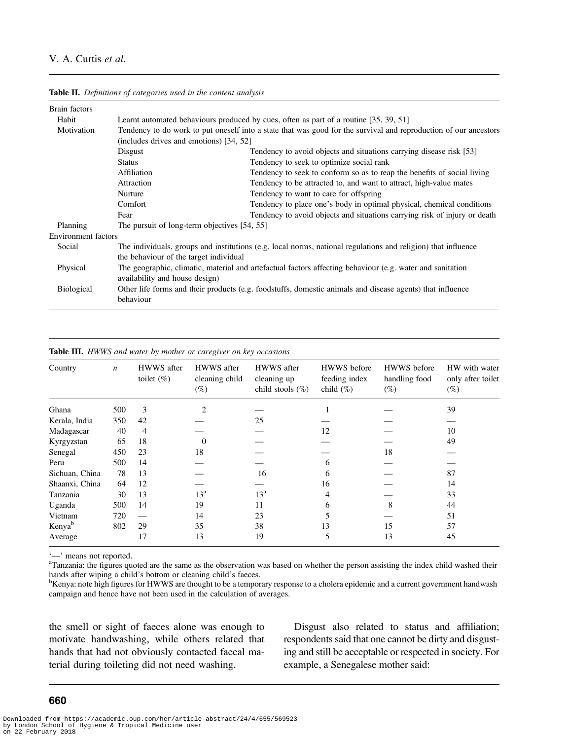**Table II.** *Definitions of categories used in the content analysis*

| | | |
|---|---|---|
| Brain factors | | |
| Habit | Learnt automated behaviours produced by cues, often as part of a routine [35, 39, 51] | |
| Motivation | Tendency to do work to put oneself into a state that was good for the survival and reproduction of our ancestors (includes drives and emotions) [34, 52] | |
| | Disgust | Tendency to avoid objects and situations carrying disease risk [53] |
| | Status | Tendency to seek to optimize social rank |
| | Affiliation | Tendency to seek to conform so as to reap the benefits of social living |
| | Attraction | Tendency to be attracted to, and want to attract, high-value mates |
| | Nurture | Tendency to want to care for offspring |
| | Comfort | Tendency to place one's body in optimal physical, chemical conditions |
| | Fear | Tendency to avoid objects and situations carrying risk of injury or death |
| Planning | The pursuit of long-term objectives [54, 55] | |
| Environment factors | | |
| Social | The individuals, groups and institutions (e.g. local norms, national regulations and religion) that influence the behaviour of the target individual | |
| Physical | The geographic, climatic, material and artefactual factors affecting behaviour (e.g. water and sanitation availability and house design) | |
| Biological | Other life forms and their products (e.g. foodstuffs, domestic animals and disease agents) that influence behaviour | |

**Table III.** *HWWS and water by mother or caregiver on key occasions*

| Country | *n* | HWWS after toilet (%) | HWWS after cleaning child (%) | HWWS after cleaning up child stools (%) | HWWS before feeding index child (%) | HWWS before handling food (%) | HW with water only after toilet (%) |
|---|---|---|---|---|---|---|---|
| Ghana | 500 | 3 | 2 | — | 1 | — | 39 |
| Kerala, India | 350 | 42 | — | 25 | — | — | — |
| Madagascar | 40 | 4 | — | — | 12 | — | 10 |
| Kyrgyzstan | 65 | 18 | 0 | — | — | — | 49 |
| Senegal | 450 | 23 | 18 | — | — | 18 | — |
| Peru | 500 | 14 | — | — | 6 | — | — |
| Sichuan, China | 78 | 13 | — | 16 | 6 | — | 87 |
| Shaanxi, China | 64 | 12 | — | — | 16 | — | 14 |
| Tanzania | 30 | 13 | 13[a] | 13[a] | 4 | — | 33 |
| Uganda | 500 | 14 | 19 | 11 | 6 | 8 | 44 |
| Vietnam | 720 | — | 14 | 23 | 5 | — | 51 |
| Kenya[b] | 802 | 29 | 35 | 38 | 13 | 15 | 57 |
| Average | | 17 | 13 | 19 | 5 | 13 | 45 |

'—' means not reported.
[a]Tanzania: the figures quoted are the same as the observation was based on whether the person assisting the index child washed their hands after wiping a child's bottom or cleaning child's faeces.
[b]Kenya: note high figures for HWWS are thought to be a temporary response to a cholera epidemic and a current government handwash campaign and hence have not been used in the calculation of averages.

the smell or sight of faeces alone was enough to motivate handwashing, while others related that hands that had not obviously contacted faecal material during toileting did not need washing.

Disgust also related to status and affiliation; respondents said that one cannot be dirty and disgusting and still be acceptable or respected in society. For example, a Senegalese mother said: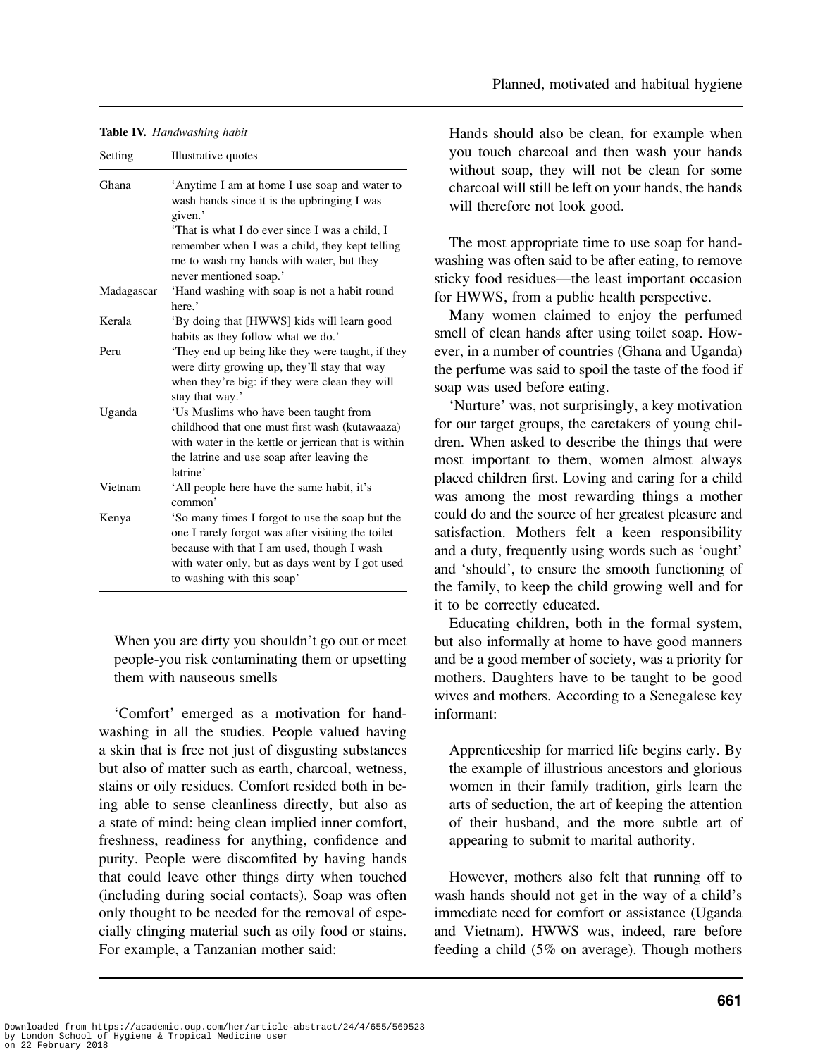**Table IV.** *Handwashing habit*

| Setting | Illustrative quotes |
| --- | --- |
| Ghana | 'Anytime I am at home I use soap and water to wash hands since it is the upbringing I was given.' 'That is what I do ever since I was a child, I remember when I was a child, they kept telling me to wash my hands with water, but they never mentioned soap.' |
| Madagascar | 'Hand washing with soap is not a habit round here.' |
| Kerala | 'By doing that [HWWS] kids will learn good habits as they follow what we do.' |
| Peru | 'They end up being like they were taught, if they were dirty growing up, they'll stay that way when they're big: if they were clean they will stay that way.' |
| Uganda | 'Us Muslims who have been taught from childhood that one must first wash (kutawaaza) with water in the kettle or jerrican that is within the latrine and use soap after leaving the latrine' |
| Vietnam | 'All people here have the same habit, it's common' |
| Kenya | 'So many times I forgot to use the soap but the one I rarely forgot was after visiting the toilet because with that I am used, though I wash with water only, but as days went by I got used to washing with this soap' |

> When you are dirty you shouldn't go out or meet people-you risk contaminating them or upsetting them with nauseous smells

'Comfort' emerged as a motivation for handwashing in all the studies. People valued having a skin that is free not just of disgusting substances but also of matter such as earth, charcoal, wetness, stains or oily residues. Comfort resided both in being able to sense cleanliness directly, but also as a state of mind: being clean implied inner comfort, freshness, readiness for anything, confidence and purity. People were discomfited by having hands that could leave other things dirty when touched (including during social contacts). Soap was often only thought to be needed for the removal of especially clinging material such as oily food or stains. For example, a Tanzanian mother said:

> Hands should also be clean, for example when you touch charcoal and then wash your hands without soap, they will not be clean for some charcoal will still be left on your hands, the hands will therefore not look good.

The most appropriate time to use soap for handwashing was often said to be after eating, to remove sticky food residues—the least important occasion for HWWS, from a public health perspective.

Many women claimed to enjoy the perfumed smell of clean hands after using toilet soap. However, in a number of countries (Ghana and Uganda) the perfume was said to spoil the taste of the food if soap was used before eating.

'Nurture' was, not surprisingly, a key motivation for our target groups, the caretakers of young children. When asked to describe the things that were most important to them, women almost always placed children first. Loving and caring for a child was among the most rewarding things a mother could do and the source of her greatest pleasure and satisfaction. Mothers felt a keen responsibility and a duty, frequently using words such as 'ought' and 'should', to ensure the smooth functioning of the family, to keep the child growing well and for it to be correctly educated.

Educating children, both in the formal system, but also informally at home to have good manners and be a good member of society, was a priority for mothers. Daughters have to be taught to be good wives and mothers. According to a Senegalese key informant:

> Apprenticeship for married life begins early. By the example of illustrious ancestors and glorious women in their family tradition, girls learn the arts of seduction, the art of keeping the attention of their husband, and the more subtle art of appearing to submit to marital authority.

However, mothers also felt that running off to wash hands should not get in the way of a child's immediate need for comfort or assistance (Uganda and Vietnam). HWWS was, indeed, rare before feeding a child (5% on average). Though mothers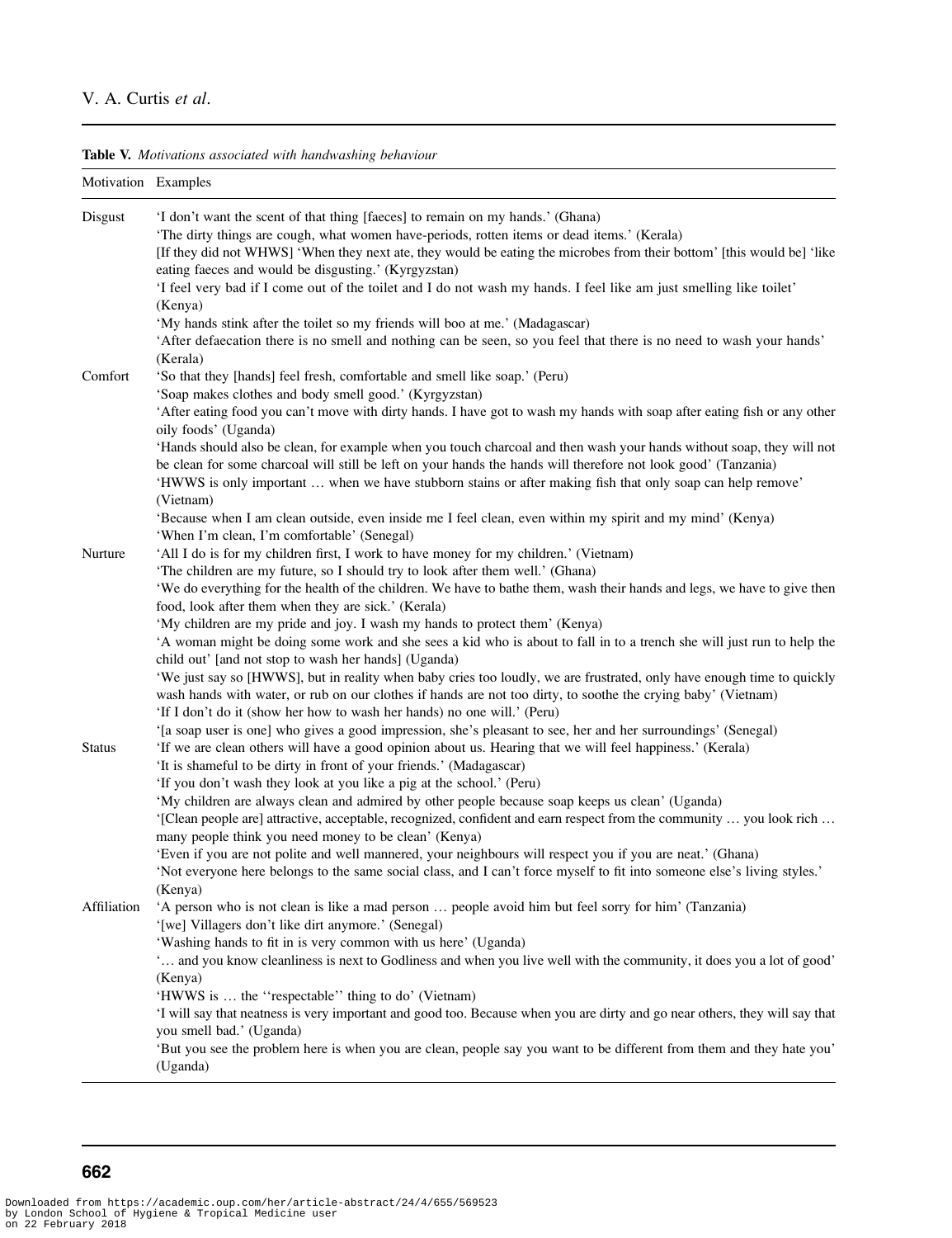**Table V.** *Motivations associated with handwashing behaviour*

| Motivation | Examples |
|---|---|
| Disgust | 'I don't want the scent of that thing [faeces] to remain on my hands.' (Ghana)<br>'The dirty things are cough, what women have-periods, rotten items or dead items.' (Kerala)<br>[If they did not WHWS] 'When they next ate, they would be eating the microbes from their bottom' [this would be] 'like eating faeces and would be disgusting.' (Kyrgyzstan)<br>'I feel very bad if I come out of the toilet and I do not wash my hands. I feel like am just smelling like toilet' (Kenya)<br>'My hands stink after the toilet so my friends will boo at me.' (Madagascar)<br>'After defaecation there is no smell and nothing can be seen, so you feel that there is no need to wash your hands' (Kerala) |
| Comfort | 'So that they [hands] feel fresh, comfortable and smell like soap.' (Peru)<br>'Soap makes clothes and body smell good.' (Kyrgyzstan)<br>'After eating food you can't move with dirty hands. I have got to wash my hands with soap after eating fish or any other oily foods' (Uganda)<br>'Hands should also be clean, for example when you touch charcoal and then wash your hands without soap, they will not be clean for some charcoal will still be left on your hands the hands will therefore not look good' (Tanzania)<br>'HWWS is only important … when we have stubborn stains or after making fish that only soap can help remove' (Vietnam)<br>'Because when I am clean outside, even inside me I feel clean, even within my spirit and my mind' (Kenya)<br>'When I'm clean, I'm comfortable' (Senegal) |
| Nurture | 'All I do is for my children first, I work to have money for my children.' (Vietnam)<br>'The children are my future, so I should try to look after them well.' (Ghana)<br>'We do everything for the health of the children. We have to bathe them, wash their hands and legs, we have to give then food, look after them when they are sick.' (Kerala)<br>'My children are my pride and joy. I wash my hands to protect them' (Kenya)<br>'A woman might be doing some work and she sees a kid who is about to fall in to a trench she will just run to help the child out' [and not stop to wash her hands] (Uganda)<br>'We just say so [HWWS], but in reality when baby cries too loudly, we are frustrated, only have enough time to quickly wash hands with water, or rub on our clothes if hands are not too dirty, to soothe the crying baby' (Vietnam)<br>'If I don't do it (show her how to wash her hands) no one will.' (Peru)<br>'[a soap user is one] who gives a good impression, she's pleasant to see, her and her surroundings' (Senegal) |
| Status | 'If we are clean others will have a good opinion about us. Hearing that we will feel happiness.' (Kerala)<br>'It is shameful to be dirty in front of your friends.' (Madagascar)<br>'If you don't wash they look at you like a pig at the school.' (Peru)<br>'My children are always clean and admired by other people because soap keeps us clean' (Uganda)<br>'[Clean people are] attractive, acceptable, recognized, confident and earn respect from the community … you look rich … many people think you need money to be clean' (Kenya)<br>'Even if you are not polite and well mannered, your neighbours will respect you if you are neat.' (Ghana)<br>'Not everyone here belongs to the same social class, and I can't force myself to fit into someone else's living styles.' (Kenya) |
| Affiliation | 'A person who is not clean is like a mad person … people avoid him but feel sorry for him' (Tanzania)<br>'[we] Villagers don't like dirt anymore.' (Senegal)<br>'Washing hands to fit in is very common with us here' (Uganda)<br>'… and you know cleanliness is next to Godliness and when you live well with the community, it does you a lot of good' (Kenya)<br>'HWWS is … the ''respectable'' thing to do' (Vietnam)<br>'I will say that neatness is very important and good too. Because when you are dirty and go near others, they will say that you smell bad.' (Uganda)<br>'But you see the problem here is when you are clean, people say you want to be different from them and they hate you' (Uganda) |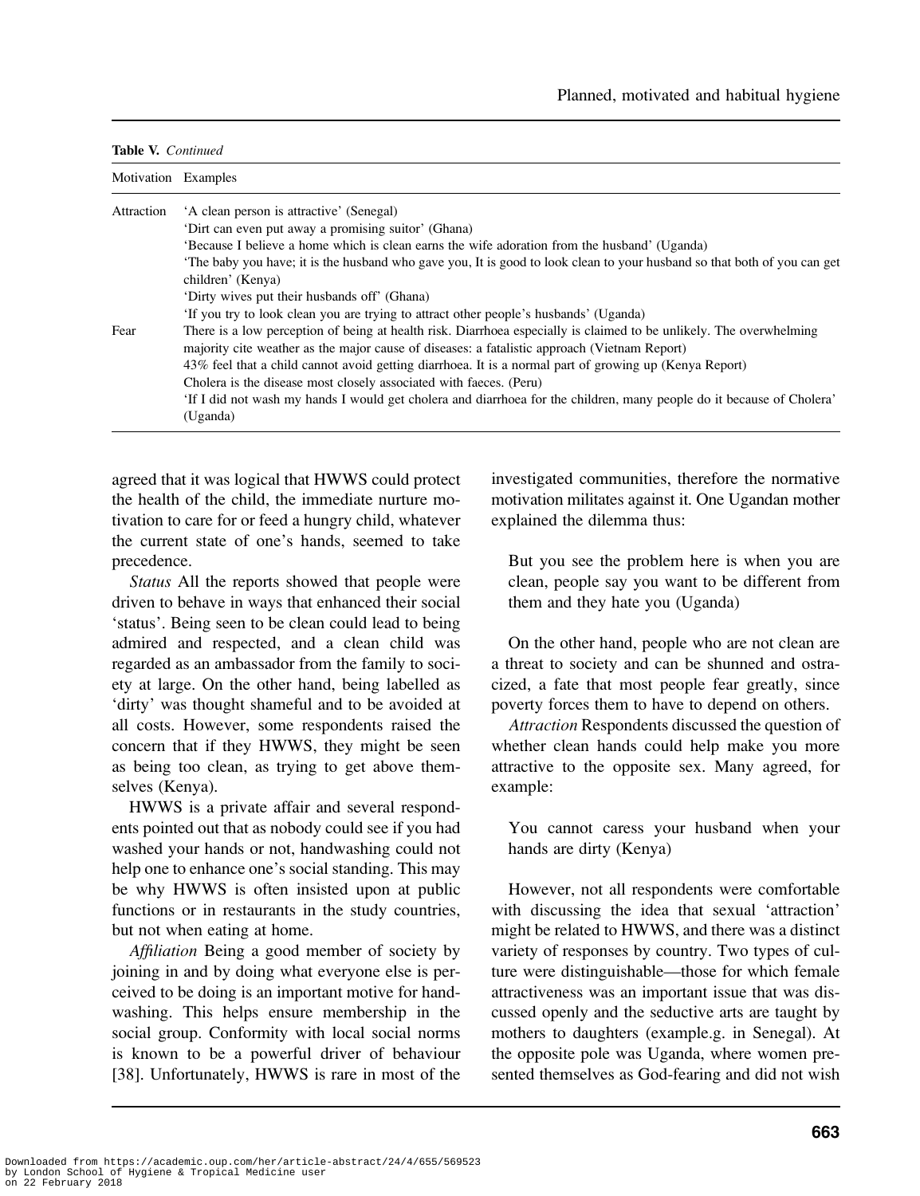**Table V.** *Continued*

| Motivation | Examples |
|---|---|
| Attraction | 'A clean person is attractive' (Senegal)<br>'Dirt can even put away a promising suitor' (Ghana)<br>'Because I believe a home which is clean earns the wife adoration from the husband' (Uganda)<br>'The baby you have; it is the husband who gave you, It is good to look clean to your husband so that both of you can get children' (Kenya)<br>'Dirty wives put their husbands off' (Ghana)<br>'If you try to look clean you are trying to attract other people's husbands' (Uganda) |
| Fear | There is a low perception of being at health risk. Diarrhoea especially is claimed to be unlikely. The overwhelming majority cite weather as the major cause of diseases: a fatalistic approach (Vietnam Report)<br>43% feel that a child cannot avoid getting diarrhoea. It is a normal part of growing up (Kenya Report)<br>Cholera is the disease most closely associated with faeces. (Peru)<br>'If I did not wash my hands I would get cholera and diarrhoea for the children, many people do it because of Cholera' (Uganda) |

agreed that it was logical that HWWS could protect the health of the child, the immediate nurture motivation to care for or feed a hungry child, whatever the current state of one's hands, seemed to take precedence.

*Status* All the reports showed that people were driven to behave in ways that enhanced their social 'status'. Being seen to be clean could lead to being admired and respected, and a clean child was regarded as an ambassador from the family to society at large. On the other hand, being labelled as 'dirty' was thought shameful and to be avoided at all costs. However, some respondents raised the concern that if they HWWS, they might be seen as being too clean, as trying to get above themselves (Kenya).

HWWS is a private affair and several respondents pointed out that as nobody could see if you had washed your hands or not, handwashing could not help one to enhance one's social standing. This may be why HWWS is often insisted upon at public functions or in restaurants in the study countries, but not when eating at home.

*Affiliation* Being a good member of society by joining in and by doing what everyone else is perceived to be doing is an important motive for handwashing. This helps ensure membership in the social group. Conformity with local social norms is known to be a powerful driver of behaviour [38]. Unfortunately, HWWS is rare in most of the investigated communities, therefore the normative motivation militates against it. One Ugandan mother explained the dilemma thus:

> But you see the problem here is when you are clean, people say you want to be different from them and they hate you (Uganda)

On the other hand, people who are not clean are a threat to society and can be shunned and ostracized, a fate that most people fear greatly, since poverty forces them to have to depend on others.

*Attraction* Respondents discussed the question of whether clean hands could help make you more attractive to the opposite sex. Many agreed, for example:

> You cannot caress your husband when your hands are dirty (Kenya)

However, not all respondents were comfortable with discussing the idea that sexual 'attraction' might be related to HWWS, and there was a distinct variety of responses by country. Two types of culture were distinguishable—those for which female attractiveness was an important issue that was discussed openly and the seductive arts are taught by mothers to daughters (example.g. in Senegal). At the opposite pole was Uganda, where women presented themselves as God-fearing and did not wish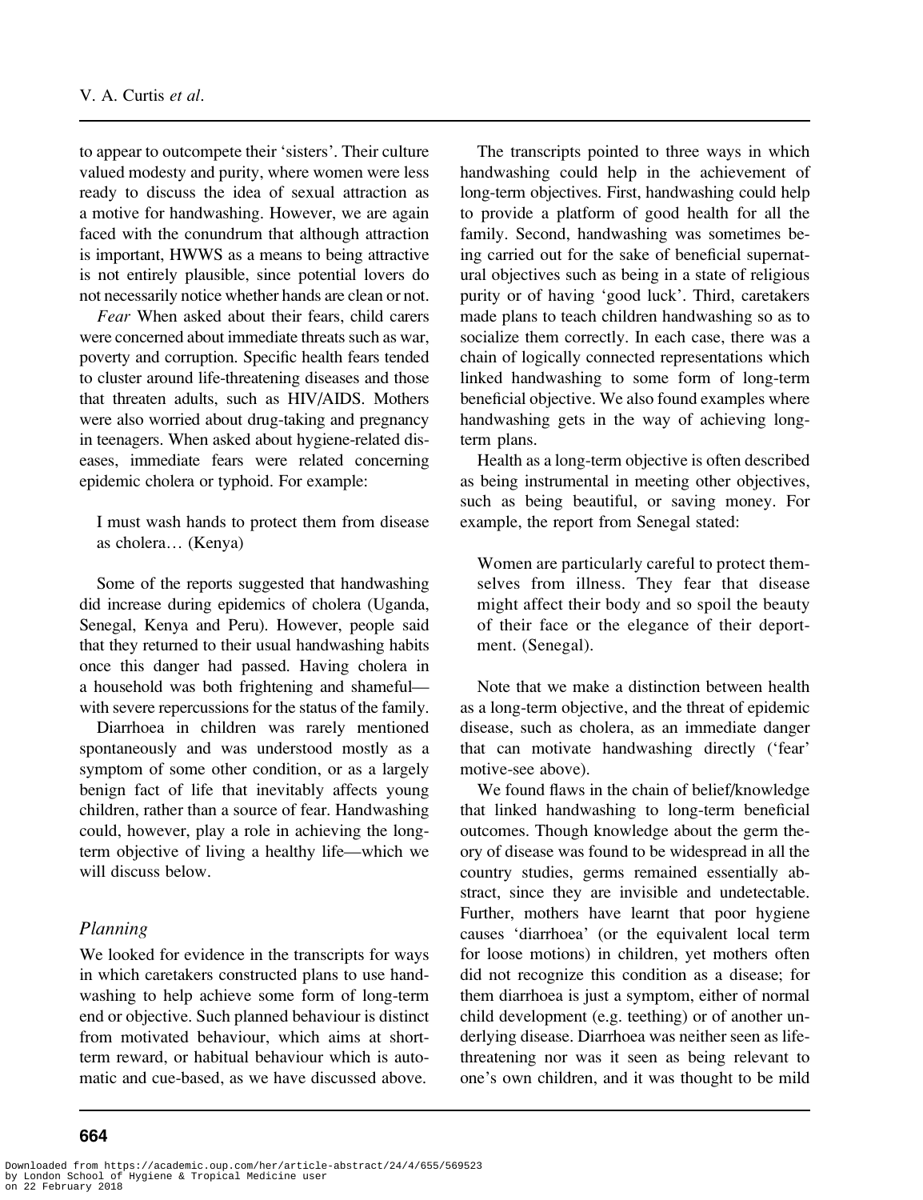to appear to outcompete their 'sisters'. Their culture valued modesty and purity, where women were less ready to discuss the idea of sexual attraction as a motive for handwashing. However, we are again faced with the conundrum that although attraction is important, HWWS as a means to being attractive is not entirely plausible, since potential lovers do not necessarily notice whether hands are clean or not.

*Fear* When asked about their fears, child carers were concerned about immediate threats such as war, poverty and corruption. Specific health fears tended to cluster around life-threatening diseases and those that threaten adults, such as HIV/AIDS. Mothers were also worried about drug-taking and pregnancy in teenagers. When asked about hygiene-related diseases, immediate fears were related concerning epidemic cholera or typhoid. For example:

> I must wash hands to protect them from disease as cholera… (Kenya)

Some of the reports suggested that handwashing did increase during epidemics of cholera (Uganda, Senegal, Kenya and Peru). However, people said that they returned to their usual handwashing habits once this danger had passed. Having cholera in a household was both frightening and shameful—with severe repercussions for the status of the family.

Diarrhoea in children was rarely mentioned spontaneously and was understood mostly as a symptom of some other condition, or as a largely benign fact of life that inevitably affects young children, rather than a source of fear. Handwashing could, however, play a role in achieving the long-term objective of living a healthy life—which we will discuss below.

## *Planning*

We looked for evidence in the transcripts for ways in which caretakers constructed plans to use handwashing to help achieve some form of long-term end or objective. Such planned behaviour is distinct from motivated behaviour, which aims at short-term reward, or habitual behaviour which is automatic and cue-based, as we have discussed above.

The transcripts pointed to three ways in which handwashing could help in the achievement of long-term objectives. First, handwashing could help to provide a platform of good health for all the family. Second, handwashing was sometimes being carried out for the sake of beneficial supernatural objectives such as being in a state of religious purity or of having 'good luck'. Third, caretakers made plans to teach children handwashing so as to socialize them correctly. In each case, there was a chain of logically connected representations which linked handwashing to some form of long-term beneficial objective. We also found examples where handwashing gets in the way of achieving long-term plans.

Health as a long-term objective is often described as being instrumental in meeting other objectives, such as being beautiful, or saving money. For example, the report from Senegal stated:

> Women are particularly careful to protect themselves from illness. They fear that disease might affect their body and so spoil the beauty of their face or the elegance of their deportment. (Senegal).

Note that we make a distinction between health as a long-term objective, and the threat of epidemic disease, such as cholera, as an immediate danger that can motivate handwashing directly ('fear' motive-see above).

We found flaws in the chain of belief/knowledge that linked handwashing to long-term beneficial outcomes. Though knowledge about the germ theory of disease was found to be widespread in all the country studies, germs remained essentially abstract, since they are invisible and undetectable. Further, mothers have learnt that poor hygiene causes 'diarrhoea' (or the equivalent local term for loose motions) in children, yet mothers often did not recognize this condition as a disease; for them diarrhoea is just a symptom, either of normal child development (e.g. teething) or of another underlying disease. Diarrhoea was neither seen as life-threatening nor was it seen as being relevant to one's own children, and it was thought to be mild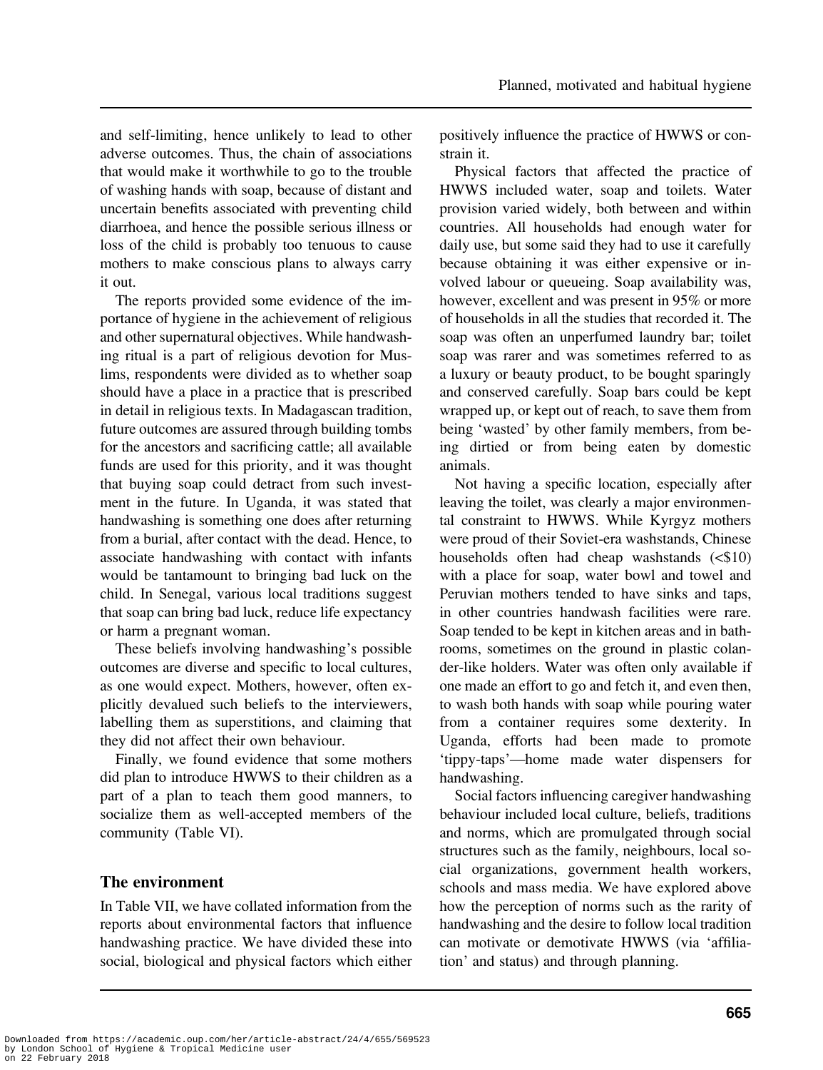and self-limiting, hence unlikely to lead to other adverse outcomes. Thus, the chain of associations that would make it worthwhile to go to the trouble of washing hands with soap, because of distant and uncertain benefits associated with preventing child diarrhoea, and hence the possible serious illness or loss of the child is probably too tenuous to cause mothers to make conscious plans to always carry it out.

The reports provided some evidence of the importance of hygiene in the achievement of religious and other supernatural objectives. While handwashing ritual is a part of religious devotion for Muslims, respondents were divided as to whether soap should have a place in a practice that is prescribed in detail in religious texts. In Madagascan tradition, future outcomes are assured through building tombs for the ancestors and sacrificing cattle; all available funds are used for this priority, and it was thought that buying soap could detract from such investment in the future. In Uganda, it was stated that handwashing is something one does after returning from a burial, after contact with the dead. Hence, to associate handwashing with contact with infants would be tantamount to bringing bad luck on the child. In Senegal, various local traditions suggest that soap can bring bad luck, reduce life expectancy or harm a pregnant woman.

These beliefs involving handwashing's possible outcomes are diverse and specific to local cultures, as one would expect. Mothers, however, often explicitly devalued such beliefs to the interviewers, labelling them as superstitions, and claiming that they did not affect their own behaviour.

Finally, we found evidence that some mothers did plan to introduce HWWS to their children as a part of a plan to teach them good manners, to socialize them as well-accepted members of the community (Table VI).

## The environment

In Table VII, we have collated information from the reports about environmental factors that influence handwashing practice. We have divided these into social, biological and physical factors which either positively influence the practice of HWWS or constrain it.

Physical factors that affected the practice of HWWS included water, soap and toilets. Water provision varied widely, both between and within countries. All households had enough water for daily use, but some said they had to use it carefully because obtaining it was either expensive or involved labour or queueing. Soap availability was, however, excellent and was present in 95% or more of households in all the studies that recorded it. The soap was often an unperfumed laundry bar; toilet soap was rarer and was sometimes referred to as a luxury or beauty product, to be bought sparingly and conserved carefully. Soap bars could be kept wrapped up, or kept out of reach, to save them from being 'wasted' by other family members, from being dirtied or from being eaten by domestic animals.

Not having a specific location, especially after leaving the toilet, was clearly a major environmental constraint to HWWS. While Kyrgyz mothers were proud of their Soviet-era washstands, Chinese households often had cheap washstands (<$10) with a place for soap, water bowl and towel and Peruvian mothers tended to have sinks and taps, in other countries handwash facilities were rare. Soap tended to be kept in kitchen areas and in bathrooms, sometimes on the ground in plastic colander-like holders. Water was often only available if one made an effort to go and fetch it, and even then, to wash both hands with soap while pouring water from a container requires some dexterity. In Uganda, efforts had been made to promote 'tippy-taps'—home made water dispensers for handwashing.

Social factors influencing caregiver handwashing behaviour included local culture, beliefs, traditions and norms, which are promulgated through social structures such as the family, neighbours, local social organizations, government health workers, schools and mass media. We have explored above how the perception of norms such as the rarity of handwashing and the desire to follow local tradition can motivate or demotivate HWWS (via 'affiliation' and status) and through planning.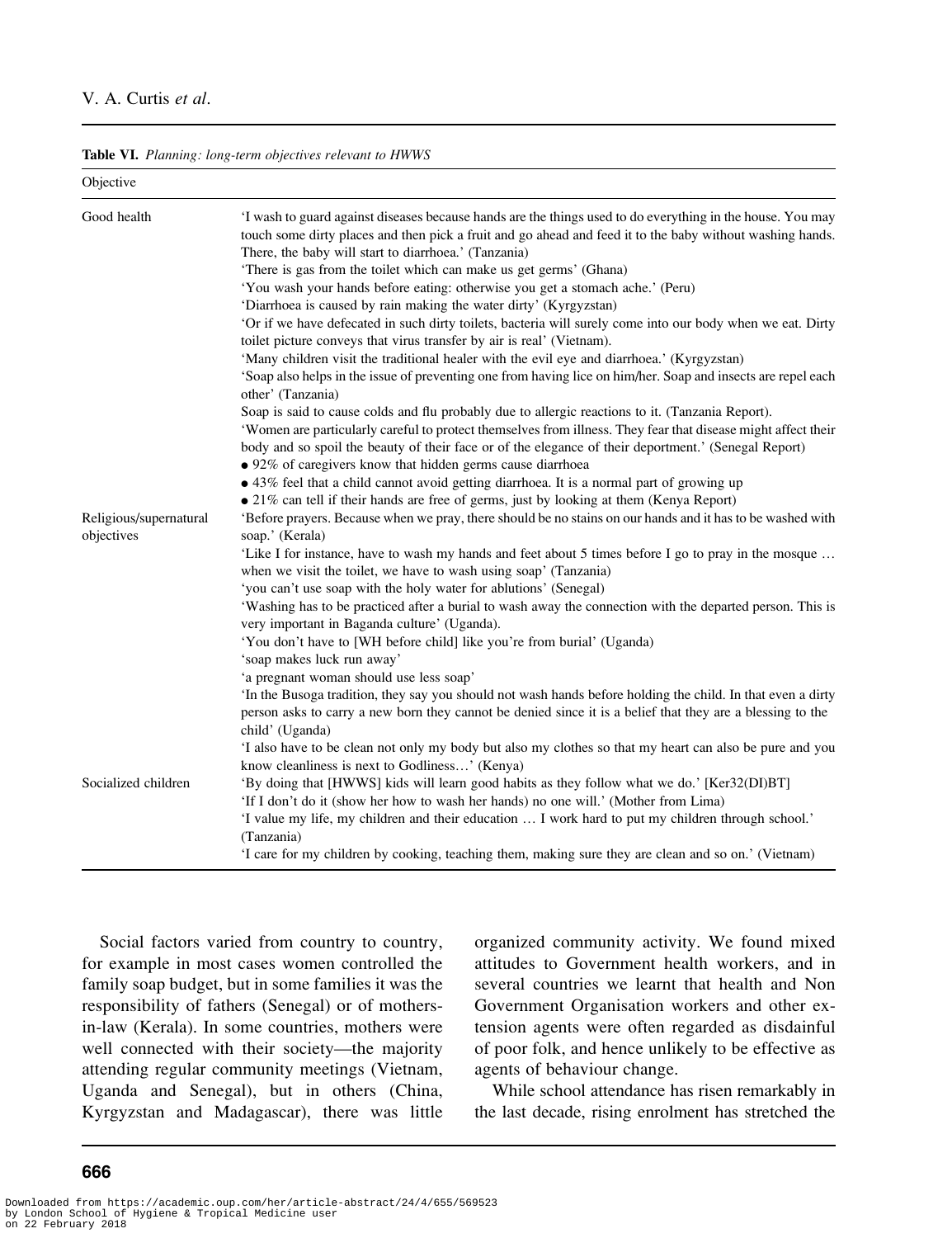**Table VI.** *Planning: long-term objectives relevant to HWWS*

| Objective | |
|---|---|
| Good health | 'I wash to guard against diseases because hands are the things used to do everything in the house. You may touch some dirty places and then pick a fruit and go ahead and feed it to the baby without washing hands. There, the baby will start to diarrhoea.' (Tanzania)<br>'There is gas from the toilet which can make us get germs' (Ghana)<br>'You wash your hands before eating: otherwise you get a stomach ache.' (Peru)<br>'Diarrhoea is caused by rain making the water dirty' (Kyrgyzstan)<br>'Or if we have defecated in such dirty toilets, bacteria will surely come into our body when we eat. Dirty toilet picture conveys that virus transfer by air is real' (Vietnam).<br>'Many children visit the traditional healer with the evil eye and diarrhoea.' (Kyrgyzstan)<br>'Soap also helps in the issue of preventing one from having lice on him/her. Soap and insects are repel each other' (Tanzania)<br>Soap is said to cause colds and flu probably due to allergic reactions to it. (Tanzania Report).<br>'Women are particularly careful to protect themselves from illness. They fear that disease might affect their body and so spoil the beauty of their face or of the elegance of their deportment.' (Senegal Report)<br>• 92% of caregivers know that hidden germs cause diarrhoea<br>• 43% feel that a child cannot avoid getting diarrhoea. It is a normal part of growing up<br>• 21% can tell if their hands are free of germs, just by looking at them (Kenya Report) |
| Religious/supernatural objectives | 'Before prayers. Because when we pray, there should be no stains on our hands and it has to be washed with soap.' (Kerala)<br>'Like I for instance, have to wash my hands and feet about 5 times before I go to pray in the mosque … when we visit the toilet, we have to wash using soap' (Tanzania)<br>'you can't use soap with the holy water for ablutions' (Senegal)<br>'Washing has to be practiced after a burial to wash away the connection with the departed person. This is very important in Baganda culture' (Uganda).<br>'You don't have to [WH before child] like you're from burial' (Uganda)<br>'soap makes luck run away'<br>'a pregnant woman should use less soap'<br>'In the Busoga tradition, they say you should not wash hands before holding the child. In that even a dirty person asks to carry a new born they cannot be denied since it is a belief that they are a blessing to the child' (Uganda)<br>'I also have to be clean not only my body but also my clothes so that my heart can also be pure and you know cleanliness is next to Godliness…' (Kenya) |
| Socialized children | 'By doing that [HWWS] kids will learn good habits as they follow what we do.' [Ker32(DI)BT]<br>'If I don't do it (show her how to wash her hands) no one will.' (Mother from Lima)<br>'I value my life, my children and their education … I work hard to put my children through school.' (Tanzania)<br>'I care for my children by cooking, teaching them, making sure they are clean and so on.' (Vietnam) |

Social factors varied from country to country, for example in most cases women controlled the family soap budget, but in some families it was the responsibility of fathers (Senegal) or of mothers-in-law (Kerala). In some countries, mothers were well connected with their society—the majority attending regular community meetings (Vietnam, Uganda and Senegal), but in others (China, Kyrgyzstan and Madagascar), there was little organized community activity. We found mixed attitudes to Government health workers, and in several countries we learnt that health and Non Government Organisation workers and other extension agents were often regarded as disdainful of poor folk, and hence unlikely to be effective as agents of behaviour change.

While school attendance has risen remarkably in the last decade, rising enrolment has stretched the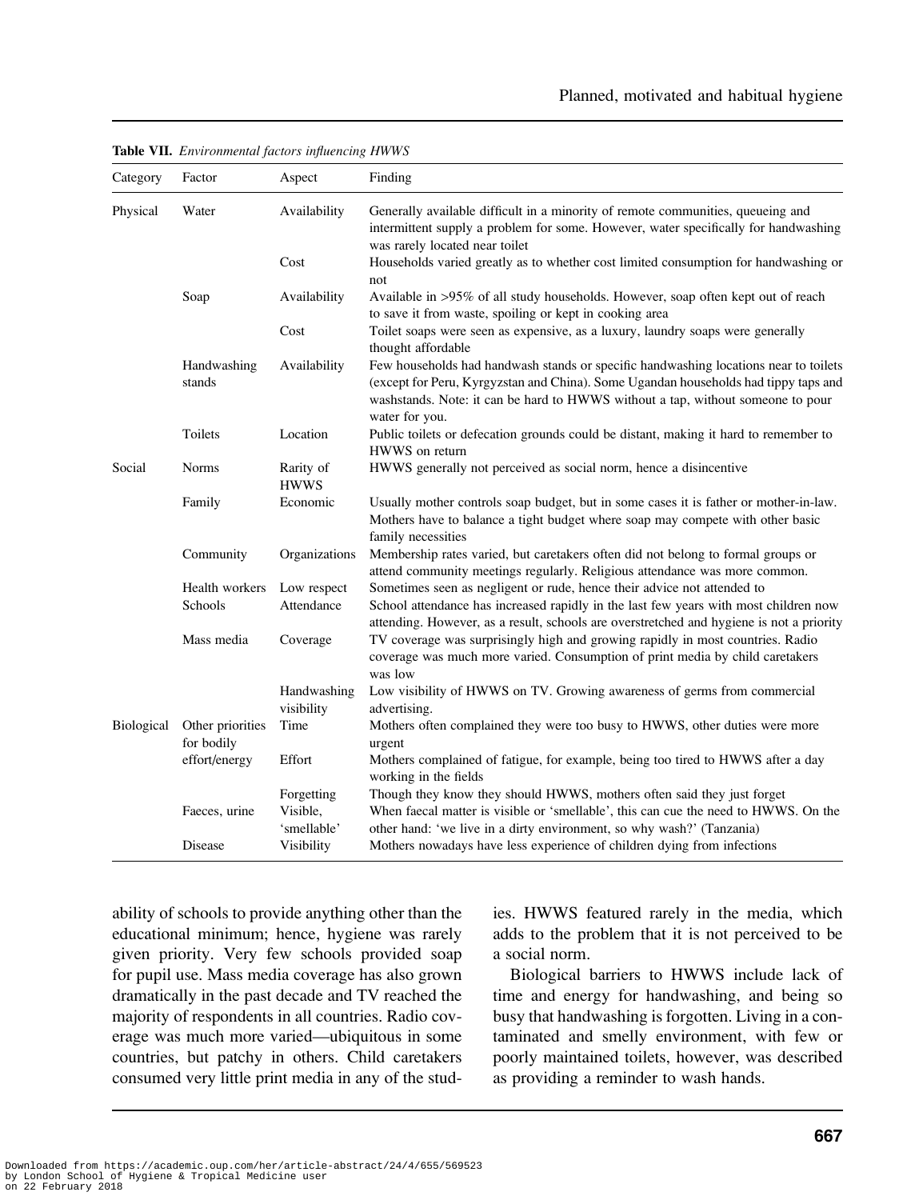**Table VII.** *Environmental factors influencing HWWS*

| Category | Factor | Aspect | Finding |
|---|---|---|---|
| Physical | Water | Availability | Generally available difficult in a minority of remote communities, queueing and intermittent supply a problem for some. However, water specifically for handwashing was rarely located near toilet |
| | | Cost | Households varied greatly as to whether cost limited consumption for handwashing or not |
| | Soap | Availability | Available in >95% of all study households. However, soap often kept out of reach to save it from waste, spoiling or kept in cooking area |
| | | Cost | Toilet soaps were seen as expensive, as a luxury, laundry soaps were generally thought affordable |
| | Handwashing stands | Availability | Few households had handwash stands or specific handwashing locations near to toilets (except for Peru, Kyrgyzstan and China). Some Ugandan households had tippy taps and washstands. Note: it can be hard to HWWS without a tap, without someone to pour water for you. |
| | Toilets | Location | Public toilets or defecation grounds could be distant, making it hard to remember to HWWS on return |
| Social | Norms | Rarity of HWWS | HWWS generally not perceived as social norm, hence a disincentive |
| | Family | Economic | Usually mother controls soap budget, but in some cases it is father or mother-in-law. Mothers have to balance a tight budget where soap may compete with other basic family necessities |
| | Community | Organizations | Membership rates varied, but caretakers often did not belong to formal groups or attend community meetings regularly. Religious attendance was more common. |
| | Health workers | Low respect | Sometimes seen as negligent or rude, hence their advice not attended to |
| | Schools | Attendance | School attendance has increased rapidly in the last few years with most children now attending. However, as a result, schools are overstretched and hygiene is not a priority |
| | Mass media | Coverage | TV coverage was surprisingly high and growing rapidly in most countries. Radio coverage was much more varied. Consumption of print media by child caretakers was low |
| | | Handwashing visibility | Low visibility of HWWS on TV. Growing awareness of germs from commercial advertising. |
| Biological | Other priorities for bodily effort/energy | Time | Mothers often complained they were too busy to HWWS, other duties were more urgent |
| | | Effort | Mothers complained of fatigue, for example, being too tired to HWWS after a day working in the fields |
| | | Forgetting | Though they know they should HWWS, mothers often said they just forget |
| | Faeces, urine | Visible, 'smellable' | When faecal matter is visible or 'smellable', this can cue the need to HWWS. On the other hand: 'we live in a dirty environment, so why wash?' (Tanzania) |
| | Disease | Visibility | Mothers nowadays have less experience of children dying from infections |

ability of schools to provide anything other than the educational minimum; hence, hygiene was rarely given priority. Very few schools provided soap for pupil use. Mass media coverage has also grown dramatically in the past decade and TV reached the majority of respondents in all countries. Radio coverage was much more varied—ubiquitous in some countries, but patchy in others. Child caretakers consumed very little print media in any of the studies. HWWS featured rarely in the media, which adds to the problem that it is not perceived to be a social norm.

Biological barriers to HWWS include lack of time and energy for handwashing, and being so busy that handwashing is forgotten. Living in a contaminated and smelly environment, with few or poorly maintained toilets, however, was described as providing a reminder to wash hands.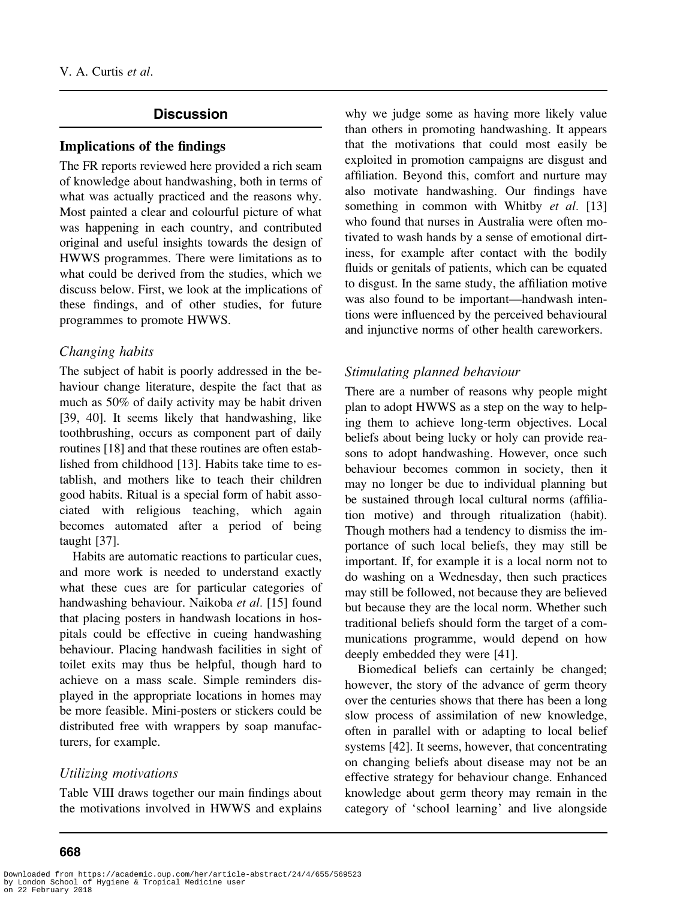## Discussion

### Implications of the findings

The FR reports reviewed here provided a rich seam of knowledge about handwashing, both in terms of what was actually practiced and the reasons why. Most painted a clear and colourful picture of what was happening in each country, and contributed original and useful insights towards the design of HWWS programmes. There were limitations as to what could be derived from the studies, which we discuss below. First, we look at the implications of these findings, and of other studies, for future programmes to promote HWWS.

### *Changing habits*

The subject of habit is poorly addressed in the behaviour change literature, despite the fact that as much as 50% of daily activity may be habit driven [39, 40]. It seems likely that handwashing, like toothbrushing, occurs as component part of daily routines [18] and that these routines are often established from childhood [13]. Habits take time to establish, and mothers like to teach their children good habits. Ritual is a special form of habit associated with religious teaching, which again becomes automated after a period of being taught [37].

Habits are automatic reactions to particular cues, and more work is needed to understand exactly what these cues are for particular categories of handwashing behaviour. Naikoba *et al.* [15] found that placing posters in handwash locations in hospitals could be effective in cueing handwashing behaviour. Placing handwash facilities in sight of toilet exits may thus be helpful, though hard to achieve on a mass scale. Simple reminders displayed in the appropriate locations in homes may be more feasible. Mini-posters or stickers could be distributed free with wrappers by soap manufacturers, for example.

### *Utilizing motivations*

Table VIII draws together our main findings about the motivations involved in HWWS and explains why we judge some as having more likely value than others in promoting handwashing. It appears that the motivations that could most easily be exploited in promotion campaigns are disgust and affiliation. Beyond this, comfort and nurture may also motivate handwashing. Our findings have something in common with Whitby *et al.* [13] who found that nurses in Australia were often motivated to wash hands by a sense of emotional dirtiness, for example after contact with the bodily fluids or genitals of patients, which can be equated to disgust. In the same study, the affiliation motive was also found to be important—handwash intentions were influenced by the perceived behavioural and injunctive norms of other health careworkers.

### *Stimulating planned behaviour*

There are a number of reasons why people might plan to adopt HWWS as a step on the way to helping them to achieve long-term objectives. Local beliefs about being lucky or holy can provide reasons to adopt handwashing. However, once such behaviour becomes common in society, then it may no longer be due to individual planning but be sustained through local cultural norms (affiliation motive) and through ritualization (habit). Though mothers had a tendency to dismiss the importance of such local beliefs, they may still be important. If, for example it is a local norm not to do washing on a Wednesday, then such practices may still be followed, not because they are believed but because they are the local norm. Whether such traditional beliefs should form the target of a communications programme, would depend on how deeply embedded they were [41].

Biomedical beliefs can certainly be changed; however, the story of the advance of germ theory over the centuries shows that there has been a long slow process of assimilation of new knowledge, often in parallel with or adapting to local belief systems [42]. It seems, however, that concentrating on changing beliefs about disease may not be an effective strategy for behaviour change. Enhanced knowledge about germ theory may remain in the category of 'school learning' and live alongside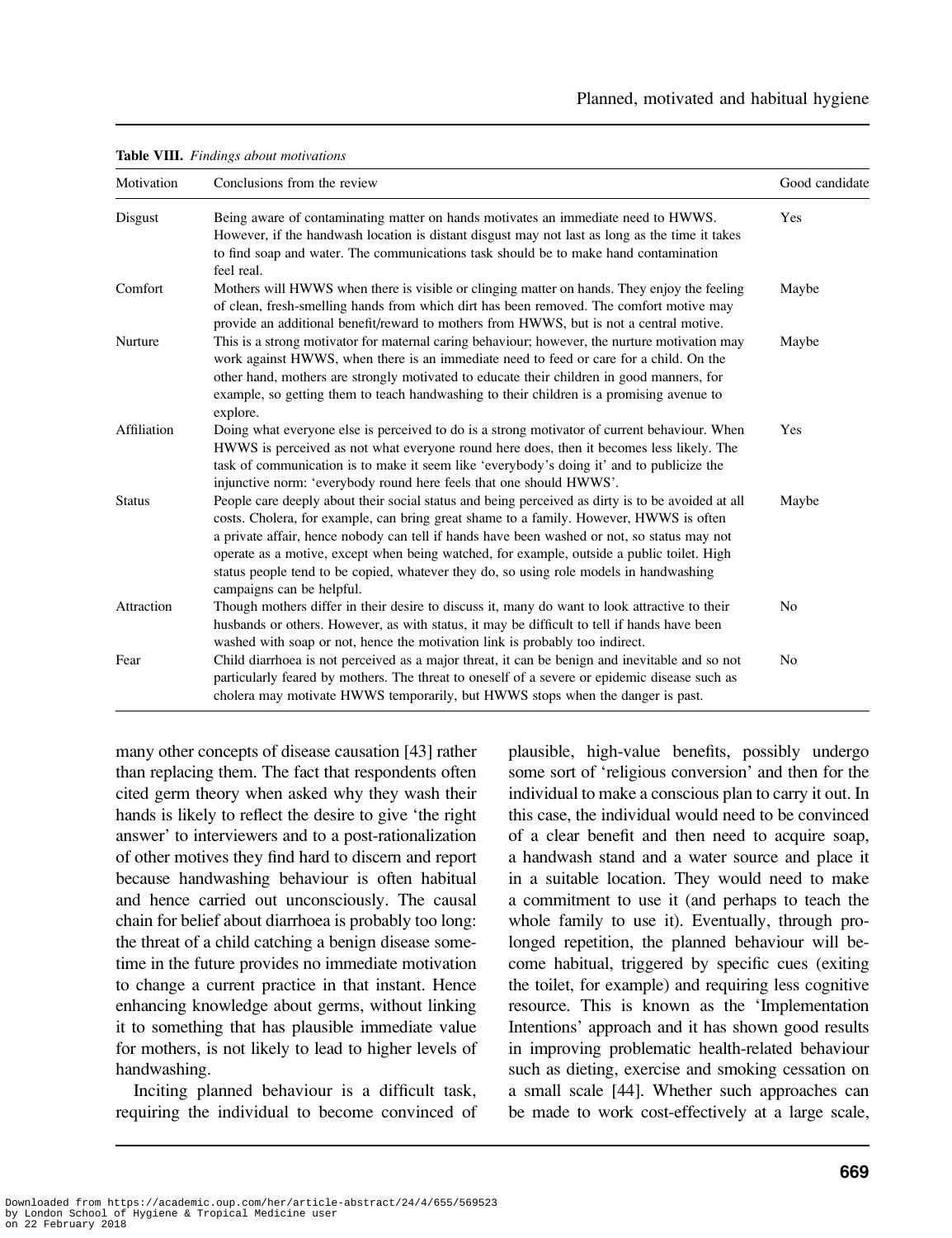**Table VIII.** *Findings about motivations*

| Motivation | Conclusions from the review | Good candidate |
|---|---|---|
| Disgust | Being aware of contaminating matter on hands motivates an immediate need to HWWS. However, if the handwash location is distant disgust may not last as long as the time it takes to find soap and water. The communications task should be to make hand contamination feel real. | Yes |
| Comfort | Mothers will HWWS when there is visible or clinging matter on hands. They enjoy the feeling of clean, fresh-smelling hands from which dirt has been removed. The comfort motive may provide an additional benefit/reward to mothers from HWWS, but is not a central motive. | Maybe |
| Nurture | This is a strong motivator for maternal caring behaviour; however, the nurture motivation may work against HWWS, when there is an immediate need to feed or care for a child. On the other hand, mothers are strongly motivated to educate their children in good manners, for example, so getting them to teach handwashing to their children is a promising avenue to explore. | Maybe |
| Affiliation | Doing what everyone else is perceived to do is a strong motivator of current behaviour. When HWWS is perceived as not what everyone round here does, then it becomes less likely. The task of communication is to make it seem like 'everybody's doing it' and to publicize the injunctive norm: 'everybody round here feels that one should HWWS'. | Yes |
| Status | People care deeply about their social status and being perceived as dirty is to be avoided at all costs. Cholera, for example, can bring great shame to a family. However, HWWS is often a private affair, hence nobody can tell if hands have been washed or not, so status may not operate as a motive, except when being watched, for example, outside a public toilet. High status people tend to be copied, whatever they do, so using role models in handwashing campaigns can be helpful. | Maybe |
| Attraction | Though mothers differ in their desire to discuss it, many do want to look attractive to their husbands or others. However, as with status, it may be difficult to tell if hands have been washed with soap or not, hence the motivation link is probably too indirect. | No |
| Fear | Child diarrhoea is not perceived as a major threat, it can be benign and inevitable and so not particularly feared by mothers. The threat to oneself of a severe or epidemic disease such as cholera may motivate HWWS temporarily, but HWWS stops when the danger is past. | No |

many other concepts of disease causation [43] rather than replacing them. The fact that respondents often cited germ theory when asked why they wash their hands is likely to reflect the desire to give 'the right answer' to interviewers and to a post-rationalization of other motives they find hard to discern and report because handwashing behaviour is often habitual and hence carried out unconsciously. The causal chain for belief about diarrhoea is probably too long: the threat of a child catching a benign disease sometime in the future provides no immediate motivation to change a current practice in that instant. Hence enhancing knowledge about germs, without linking it to something that has plausible immediate value for mothers, is not likely to lead to higher levels of handwashing.

Inciting planned behaviour is a difficult task, requiring the individual to become convinced of plausible, high-value benefits, possibly undergo some sort of 'religious conversion' and then for the individual to make a conscious plan to carry it out. In this case, the individual would need to be convinced of a clear benefit and then need to acquire soap, a handwash stand and a water source and place it in a suitable location. They would need to make a commitment to use it (and perhaps to teach the whole family to use it). Eventually, through prolonged repetition, the planned behaviour will become habitual, triggered by specific cues (exiting the toilet, for example) and requiring less cognitive resource. This is known as the 'Implementation Intentions' approach and it has shown good results in improving problematic health-related behaviour such as dieting, exercise and smoking cessation on a small scale [44]. Whether such approaches can be made to work cost-effectively at a large scale,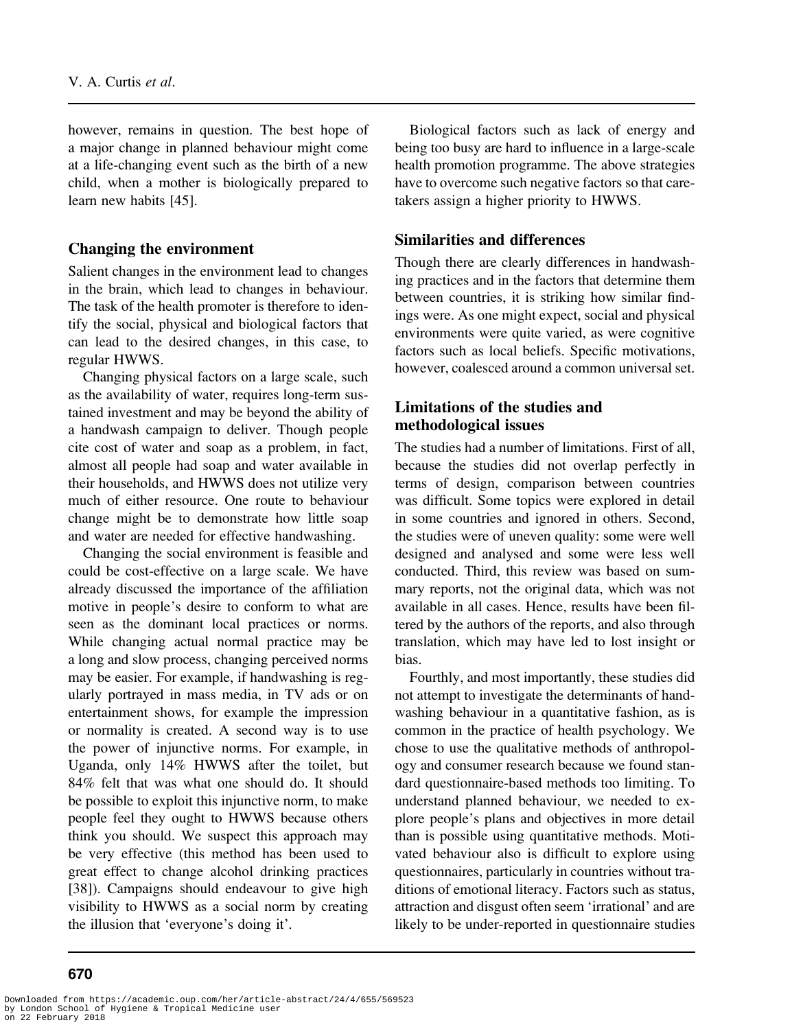however, remains in question. The best hope of a major change in planned behaviour might come at a life-changing event such as the birth of a new child, when a mother is biologically prepared to learn new habits [45].

## Changing the environment

Salient changes in the environment lead to changes in the brain, which lead to changes in behaviour. The task of the health promoter is therefore to identify the social, physical and biological factors that can lead to the desired changes, in this case, to regular HWWS.

Changing physical factors on a large scale, such as the availability of water, requires long-term sustained investment and may be beyond the ability of a handwash campaign to deliver. Though people cite cost of water and soap as a problem, in fact, almost all people had soap and water available in their households, and HWWS does not utilize very much of either resource. One route to behaviour change might be to demonstrate how little soap and water are needed for effective handwashing.

Changing the social environment is feasible and could be cost-effective on a large scale. We have already discussed the importance of the affiliation motive in people's desire to conform to what are seen as the dominant local practices or norms. While changing actual normal practice may be a long and slow process, changing perceived norms may be easier. For example, if handwashing is regularly portrayed in mass media, in TV ads or on entertainment shows, for example the impression or normality is created. A second way is to use the power of injunctive norms. For example, in Uganda, only 14% HWWS after the toilet, but 84% felt that was what one should do. It should be possible to exploit this injunctive norm, to make people feel they ought to HWWS because others think you should. We suspect this approach may be very effective (this method has been used to great effect to change alcohol drinking practices [38]). Campaigns should endeavour to give high visibility to HWWS as a social norm by creating the illusion that 'everyone's doing it'.

Biological factors such as lack of energy and being too busy are hard to influence in a large-scale health promotion programme. The above strategies have to overcome such negative factors so that caretakers assign a higher priority to HWWS.

## Similarities and differences

Though there are clearly differences in handwashing practices and in the factors that determine them between countries, it is striking how similar findings were. As one might expect, social and physical environments were quite varied, as were cognitive factors such as local beliefs. Specific motivations, however, coalesced around a common universal set.

## Limitations of the studies and methodological issues

The studies had a number of limitations. First of all, because the studies did not overlap perfectly in terms of design, comparison between countries was difficult. Some topics were explored in detail in some countries and ignored in others. Second, the studies were of uneven quality: some were well designed and analysed and some were less well conducted. Third, this review was based on summary reports, not the original data, which was not available in all cases. Hence, results have been filtered by the authors of the reports, and also through translation, which may have led to lost insight or bias.

Fourthly, and most importantly, these studies did not attempt to investigate the determinants of handwashing behaviour in a quantitative fashion, as is common in the practice of health psychology. We chose to use the qualitative methods of anthropology and consumer research because we found standard questionnaire-based methods too limiting. To understand planned behaviour, we needed to explore people's plans and objectives in more detail than is possible using quantitative methods. Motivated behaviour also is difficult to explore using questionnaires, particularly in countries without traditions of emotional literacy. Factors such as status, attraction and disgust often seem 'irrational' and are likely to be under-reported in questionnaire studies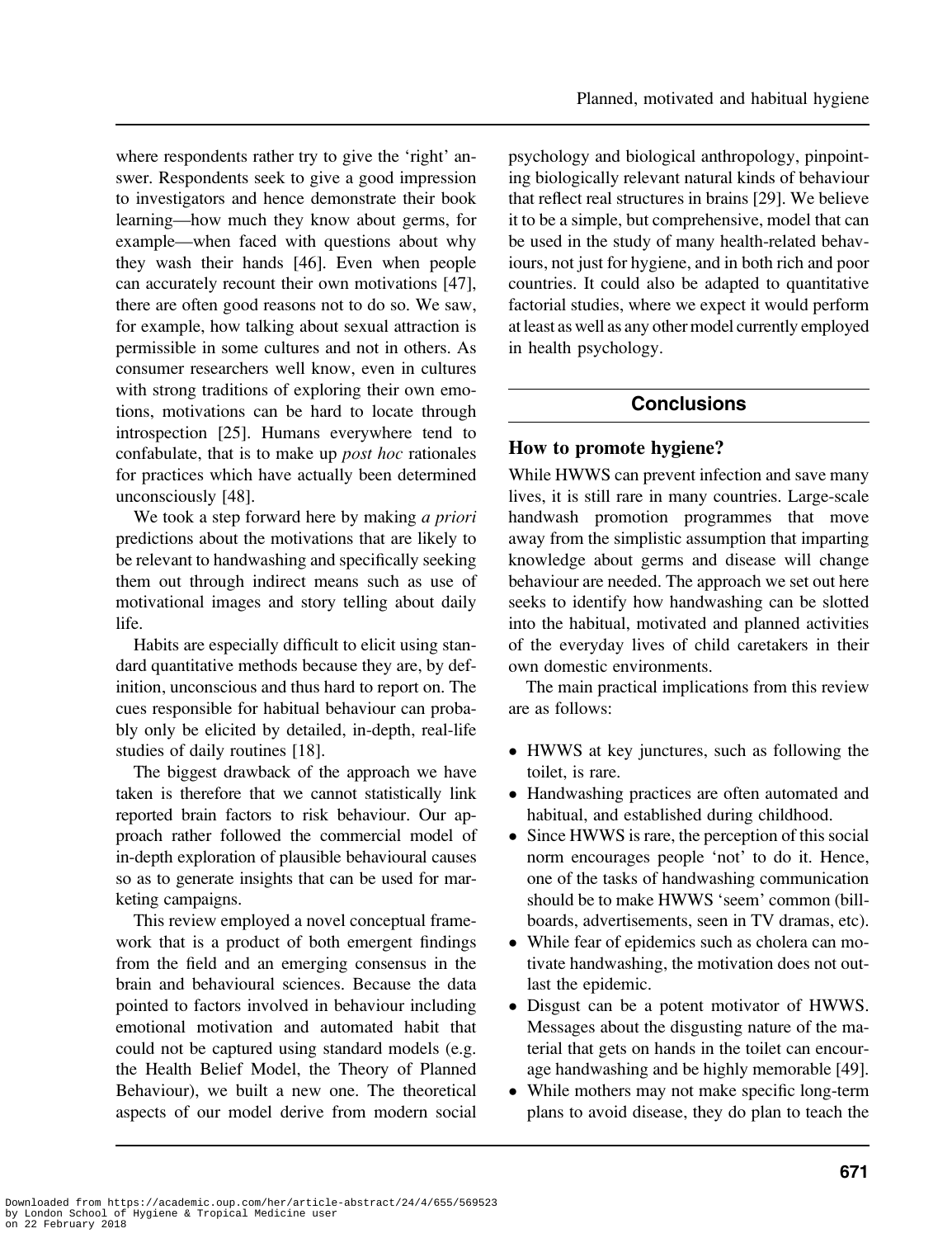where respondents rather try to give the 'right' answer. Respondents seek to give a good impression to investigators and hence demonstrate their book learning—how much they know about germs, for example—when faced with questions about why they wash their hands [46]. Even when people can accurately recount their own motivations [47], there are often good reasons not to do so. We saw, for example, how talking about sexual attraction is permissible in some cultures and not in others. As consumer researchers well know, even in cultures with strong traditions of exploring their own emotions, motivations can be hard to locate through introspection [25]. Humans everywhere tend to confabulate, that is to make up *post hoc* rationales for practices which have actually been determined unconsciously [48].

We took a step forward here by making *a priori* predictions about the motivations that are likely to be relevant to handwashing and specifically seeking them out through indirect means such as use of motivational images and story telling about daily life.

Habits are especially difficult to elicit using standard quantitative methods because they are, by definition, unconscious and thus hard to report on. The cues responsible for habitual behaviour can probably only be elicited by detailed, in-depth, real-life studies of daily routines [18].

The biggest drawback of the approach we have taken is therefore that we cannot statistically link reported brain factors to risk behaviour. Our approach rather followed the commercial model of in-depth exploration of plausible behavioural causes so as to generate insights that can be used for marketing campaigns.

This review employed a novel conceptual framework that is a product of both emergent findings from the field and an emerging consensus in the brain and behavioural sciences. Because the data pointed to factors involved in behaviour including emotional motivation and automated habit that could not be captured using standard models (e.g. the Health Belief Model, the Theory of Planned Behaviour), we built a new one. The theoretical aspects of our model derive from modern social psychology and biological anthropology, pinpointing biologically relevant natural kinds of behaviour that reflect real structures in brains [29]. We believe it to be a simple, but comprehensive, model that can be used in the study of many health-related behaviours, not just for hygiene, and in both rich and poor countries. It could also be adapted to quantitative factorial studies, where we expect it would perform at least as well as any other model currently employed in health psychology.

## Conclusions

### How to promote hygiene?

While HWWS can prevent infection and save many lives, it is still rare in many countries. Large-scale handwash promotion programmes that move away from the simplistic assumption that imparting knowledge about germs and disease will change behaviour are needed. The approach we set out here seeks to identify how handwashing can be slotted into the habitual, motivated and planned activities of the everyday lives of child caretakers in their own domestic environments.

The main practical implications from this review are as follows:

- HWWS at key junctures, such as following the toilet, is rare.
- Handwashing practices are often automated and habitual, and established during childhood.
- Since HWWS is rare, the perception of this social norm encourages people 'not' to do it. Hence, one of the tasks of handwashing communication should be to make HWWS 'seem' common (billboards, advertisements, seen in TV dramas, etc).
- While fear of epidemics such as cholera can motivate handwashing, the motivation does not outlast the epidemic.
- Disgust can be a potent motivator of HWWS. Messages about the disgusting nature of the material that gets on hands in the toilet can encourage handwashing and be highly memorable [49].
- While mothers may not make specific long-term plans to avoid disease, they do plan to teach the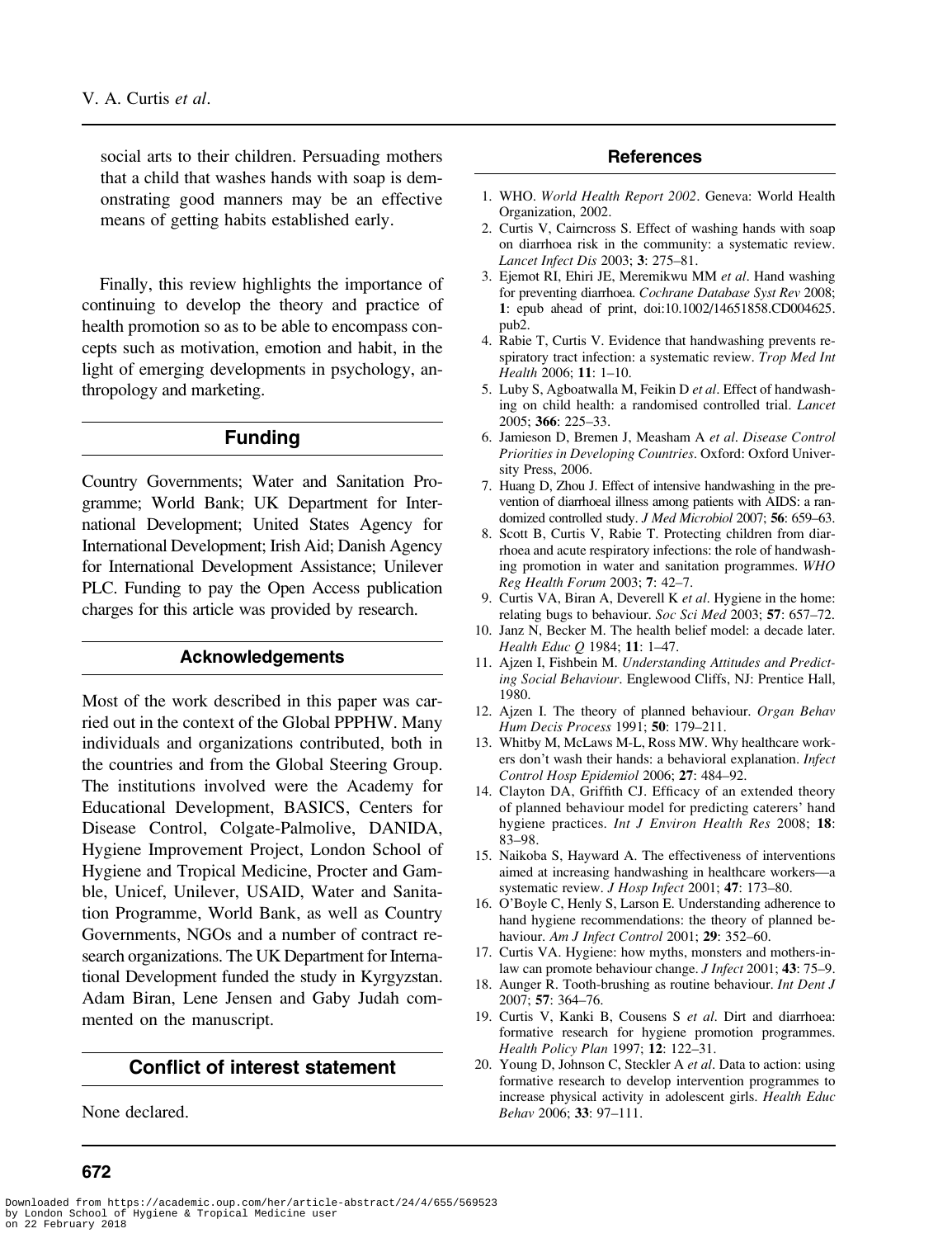social arts to their children. Persuading mothers that a child that washes hands with soap is demonstrating good manners may be an effective means of getting habits established early.

Finally, this review highlights the importance of continuing to develop the theory and practice of health promotion so as to be able to encompass concepts such as motivation, emotion and habit, in the light of emerging developments in psychology, anthropology and marketing.

## Funding

Country Governments; Water and Sanitation Programme; World Bank; UK Department for International Development; United States Agency for International Development; Irish Aid; Danish Agency for International Development Assistance; Unilever PLC. Funding to pay the Open Access publication charges for this article was provided by research.

## Acknowledgements

Most of the work described in this paper was carried out in the context of the Global PPPHW. Many individuals and organizations contributed, both in the countries and from the Global Steering Group. The institutions involved were the Academy for Educational Development, BASICS, Centers for Disease Control, Colgate-Palmolive, DANIDA, Hygiene Improvement Project, London School of Hygiene and Tropical Medicine, Procter and Gamble, Unicef, Unilever, USAID, Water and Sanitation Programme, World Bank, as well as Country Governments, NGOs and a number of contract research organizations. The UK Department for International Development funded the study in Kyrgyzstan. Adam Biran, Lene Jensen and Gaby Judah commented on the manuscript.

## Conflict of interest statement

None declared.

## References

1. WHO. *World Health Report 2002*. Geneva: World Health Organization, 2002.
2. Curtis V, Cairncross S. Effect of washing hands with soap on diarrhoea risk in the community: a systematic review. *Lancet Infect Dis* 2003; **3**: 275–81.
3. Ejemot RI, Ehiri JE, Meremikwu MM *et al*. Hand washing for preventing diarrhoea. *Cochrane Database Syst Rev* 2008; **1**: epub ahead of print, doi:10.1002/14651858.CD004625.pub2.
4. Rabie T, Curtis V. Evidence that handwashing prevents respiratory tract infection: a systematic review. *Trop Med Int Health* 2006; **11**: 1–10.
5. Luby S, Agboatwalla M, Feikin D *et al*. Effect of handwashing on child health: a randomised controlled trial. *Lancet* 2005; **366**: 225–33.
6. Jamieson D, Bremen J, Measham A *et al*. *Disease Control Priorities in Developing Countries*. Oxford: Oxford University Press, 2006.
7. Huang D, Zhou J. Effect of intensive handwashing in the prevention of diarrhoeal illness among patients with AIDS: a randomized controlled study. *J Med Microbiol* 2007; **56**: 659–63.
8. Scott B, Curtis V, Rabie T. Protecting children from diarrhoea and acute respiratory infections: the role of handwashing promotion in water and sanitation programmes. *WHO Reg Health Forum* 2003; **7**: 42–7.
9. Curtis VA, Biran A, Deverell K *et al*. Hygiene in the home: relating bugs to behaviour. *Soc Sci Med* 2003; **57**: 657–72.
10. Janz N, Becker M. The health belief model: a decade later. *Health Educ Q* 1984; **11**: 1–47.
11. Ajzen I, Fishbein M. *Understanding Attitudes and Predicting Social Behaviour*. Englewood Cliffs, NJ: Prentice Hall, 1980.
12. Ajzen I. The theory of planned behaviour. *Organ Behav Hum Decis Process* 1991; **50**: 179–211.
13. Whitby M, McLaws M-L, Ross MW. Why healthcare workers don't wash their hands: a behavioral explanation. *Infect Control Hosp Epidemiol* 2006; **27**: 484–92.
14. Clayton DA, Griffith CJ. Efficacy of an extended theory of planned behaviour model for predicting caterers' hand hygiene practices. *Int J Environ Health Res* 2008; **18**: 83–98.
15. Naikoba S, Hayward A. The effectiveness of interventions aimed at increasing handwashing in healthcare workers—a systematic review. *J Hosp Infect* 2001; **47**: 173–80.
16. O'Boyle C, Henly S, Larson E. Understanding adherence to hand hygiene recommendations: the theory of planned behaviour. *Am J Infect Control* 2001; **29**: 352–60.
17. Curtis VA. Hygiene: how myths, monsters and mothers-in-law can promote behaviour change. *J Infect* 2001; **43**: 75–9.
18. Aunger R. Tooth-brushing as routine behaviour. *Int Dent J* 2007; **57**: 364–76.
19. Curtis V, Kanki B, Cousens S *et al*. Dirt and diarrhoea: formative research for hygiene promotion programmes. *Health Policy Plan* 1997; **12**: 122–31.
20. Young D, Johnson C, Steckler A *et al*. Data to action: using formative research to develop intervention programmes to increase physical activity in adolescent girls. *Health Educ Behav* 2006; **33**: 97–111.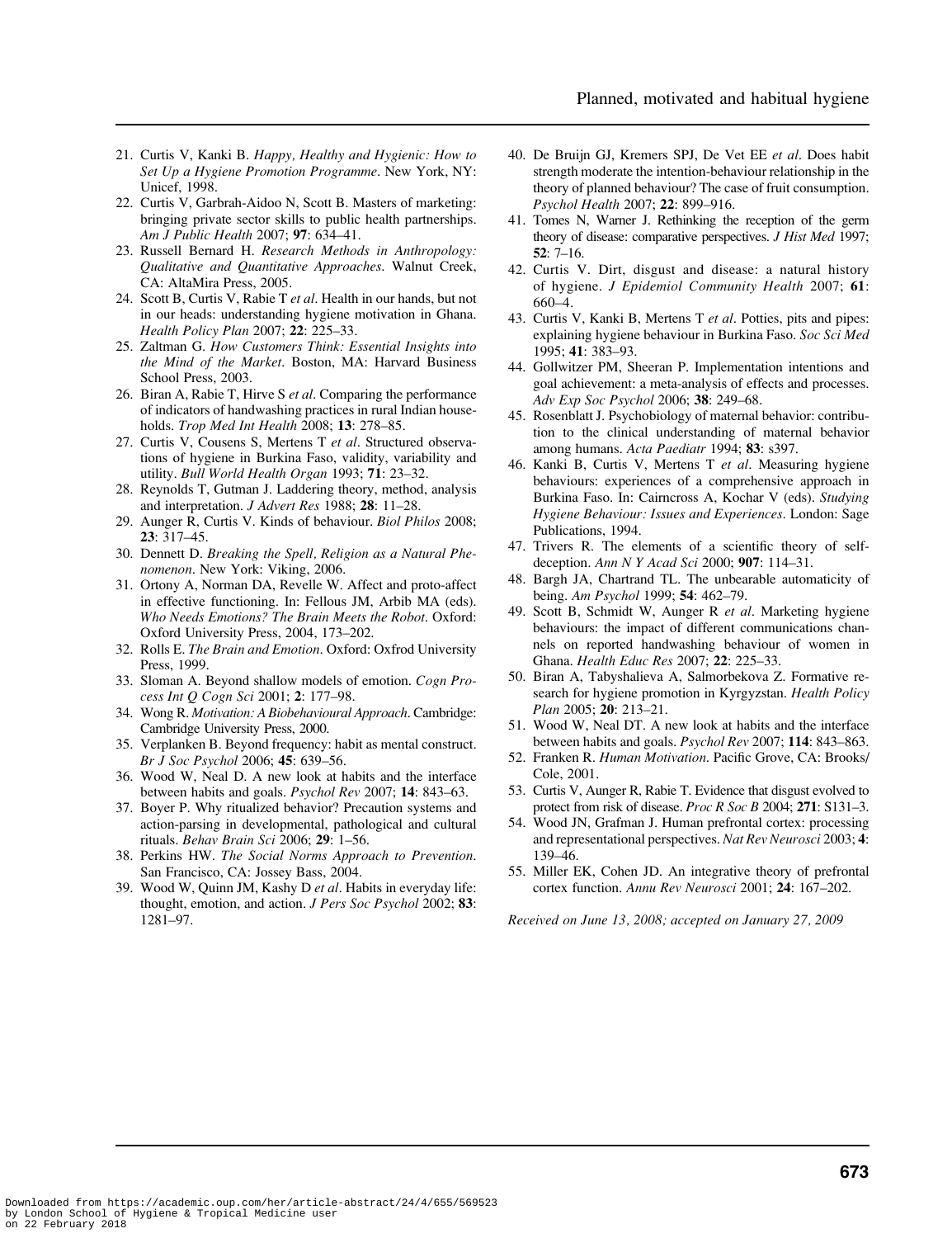21. Curtis V, Kanki B. *Happy, Healthy and Hygienic: How to Set Up a Hygiene Promotion Programme*. New York, NY: Unicef, 1998.
22. Curtis V, Garbrah-Aidoo N, Scott B. Masters of marketing: bringing private sector skills to public health partnerships. *Am J Public Health* 2007; **97**: 634–41.
23. Russell Bernard H. *Research Methods in Anthropology: Qualitative and Quantitative Approaches*. Walnut Creek, CA: AltaMira Press, 2005.
24. Scott B, Curtis V, Rabie T *et al*. Health in our hands, but not in our heads: understanding hygiene motivation in Ghana. *Health Policy Plan* 2007; **22**: 225–33.
25. Zaltman G. *How Customers Think: Essential Insights into the Mind of the Market*. Boston, MA: Harvard Business School Press, 2003.
26. Biran A, Rabie T, Hirve S *et al*. Comparing the performance of indicators of handwashing practices in rural Indian households. *Trop Med Int Health* 2008; **13**: 278–85.
27. Curtis V, Cousens S, Mertens T *et al*. Structured observations of hygiene in Burkina Faso, validity, variability and utility. *Bull World Health Organ* 1993; **71**: 23–32.
28. Reynolds T, Gutman J. Laddering theory, method, analysis and interpretation. *J Advert Res* 1988; **28**: 11–28.
29. Aunger R, Curtis V. Kinds of behaviour. *Biol Philos* 2008; **23**: 317–45.
30. Dennett D. *Breaking the Spell, Religion as a Natural Phenomenon*. New York: Viking, 2006.
31. Ortony A, Norman DA, Revelle W. Affect and proto-affect in effective functioning. In: Fellous JM, Arbib MA (eds). *Who Needs Emotions? The Brain Meets the Robot*. Oxford: Oxford University Press, 2004, 173–202.
32. Rolls E. *The Brain and Emotion*. Oxford: Oxfrod University Press, 1999.
33. Sloman A. Beyond shallow models of emotion. *Cogn Process Int Q Cogn Sci* 2001; **2**: 177–98.
34. Wong R. *Motivation: A Biobehavioural Approach*. Cambridge: Cambridge University Press, 2000.
35. Verplanken B. Beyond frequency: habit as mental construct. *Br J Soc Psychol* 2006; **45**: 639–56.
36. Wood W, Neal D. A new look at habits and the interface between habits and goals. *Psychol Rev* 2007; **14**: 843–63.
37. Boyer P. Why ritualized behavior? Precaution systems and action-parsing in developmental, pathological and cultural rituals. *Behav Brain Sci* 2006; **29**: 1–56.
38. Perkins HW. *The Social Norms Approach to Prevention*. San Francisco, CA: Jossey Bass, 2004.
39. Wood W, Quinn JM, Kashy D *et al*. Habits in everyday life: thought, emotion, and action. *J Pers Soc Psychol* 2002; **83**: 1281–97.
40. De Bruijn GJ, Kremers SPJ, De Vet EE *et al*. Does habit strength moderate the intention-behaviour relationship in the theory of planned behaviour? The case of fruit consumption. *Psychol Health* 2007; **22**: 899–916.
41. Tomes N, Warner J. Rethinking the reception of the germ theory of disease: comparative perspectives. *J Hist Med* 1997; **52**: 7–16.
42. Curtis V. Dirt, disgust and disease: a natural history of hygiene. *J Epidemiol Community Health* 2007; **61**: 660–4.
43. Curtis V, Kanki B, Mertens T *et al*. Potties, pits and pipes: explaining hygiene behaviour in Burkina Faso. *Soc Sci Med* 1995; **41**: 383–93.
44. Gollwitzer PM, Sheeran P. Implementation intentions and goal achievement: a meta-analysis of effects and processes. *Adv Exp Soc Psychol* 2006; **38**: 249–68.
45. Rosenblatt J. Psychobiology of maternal behavior: contribution to the clinical understanding of maternal behavior among humans. *Acta Paediatr* 1994; **83**: s397.
46. Kanki B, Curtis V, Mertens T *et al*. Measuring hygiene behaviours: experiences of a comprehensive approach in Burkina Faso. In: Cairncross A, Kochar V (eds). *Studying Hygiene Behaviour: Issues and Experiences*. London: Sage Publications, 1994.
47. Trivers R. The elements of a scientific theory of self-deception. *Ann N Y Acad Sci* 2000; **907**: 114–31.
48. Bargh JA, Chartrand TL. The unbearable automaticity of being. *Am Psychol* 1999; **54**: 462–79.
49. Scott B, Schmidt W, Aunger R *et al*. Marketing hygiene behaviours: the impact of different communications channels on reported handwashing behaviour of women in Ghana. *Health Educ Res* 2007; **22**: 225–33.
50. Biran A, Tabyshalieva A, Salmorbekova Z. Formative research for hygiene promotion in Kyrgyzstan. *Health Policy Plan* 2005; **20**: 213–21.
51. Wood W, Neal DT. A new look at habits and the interface between habits and goals. *Psychol Rev* 2007; **114**: 843–863.
52. Franken R. *Human Motivation*. Pacific Grove, CA: Brooks/Cole, 2001.
53. Curtis V, Aunger R, Rabie T. Evidence that disgust evolved to protect from risk of disease. *Proc R Soc B* 2004; **271**: S131–3.
54. Wood JN, Grafman J. Human prefrontal cortex: processing and representational perspectives. *Nat Rev Neurosci* 2003; **4**: 139–46.
55. Miller EK, Cohen JD. An integrative theory of prefrontal cortex function. *Annu Rev Neurosci* 2001; **24**: 167–202.

*Received on June 13, 2008; accepted on January 27, 2009*